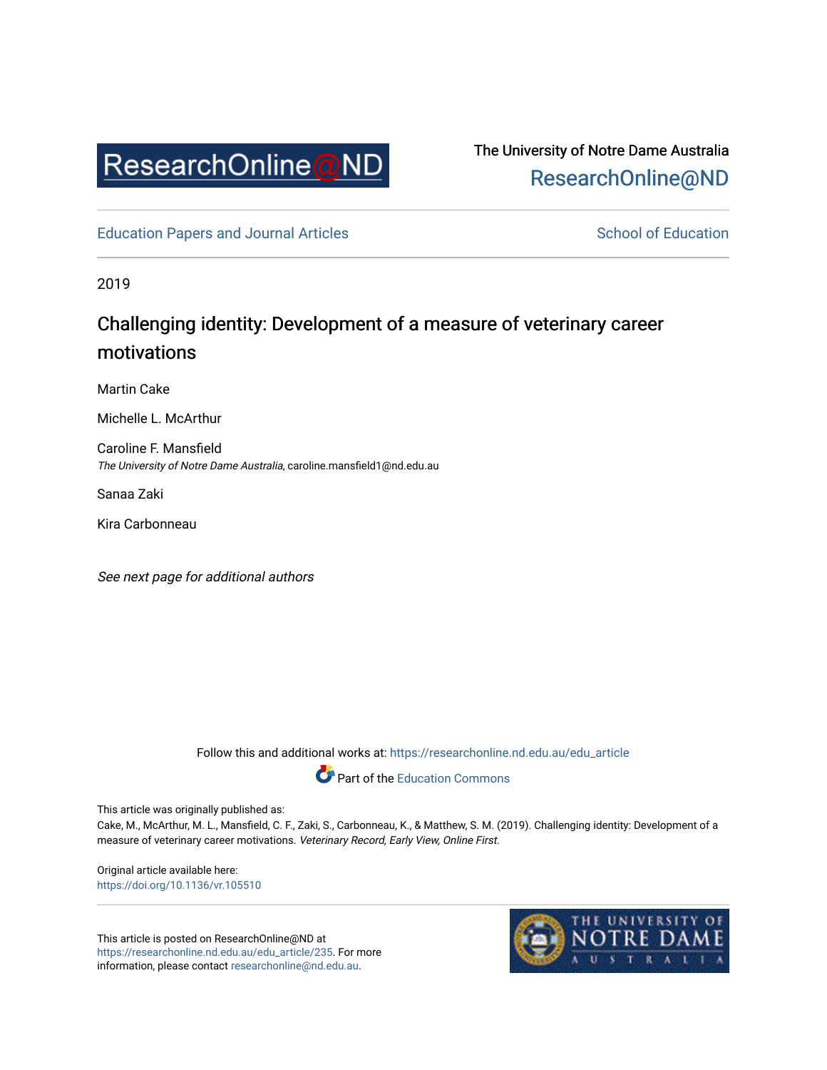ResearchOnline@ND

The University of Notre Dame Australia
ResearchOnline@ND

Education Papers and Journal Articles

School of Education

2019

# Challenging identity: Development of a measure of veterinary career motivations

Martin Cake

Michelle L. McArthur

Caroline F. Mansfield
*The University of Notre Dame Australia*, caroline.mansfield1@nd.edu.au

Sanaa Zaki

Kira Carbonneau

*See next page for additional authors*

Follow this and additional works at: https://researchonline.nd.edu.au/edu_article

Part of the Education Commons

This article was originally published as:
Cake, M., McArthur, M. L., Mansfield, C. F., Zaki, S., Carbonneau, K., & Matthew, S. M. (2019). Challenging identity: Development of a measure of veterinary career motivations. *Veterinary Record, Early View, Online First*.

Original article available here:
https://doi.org/10.1136/vr.105510

This article is posted on ResearchOnline@ND at https://researchonline.nd.edu.au/edu_article/235. For more information, please contact researchonline@nd.edu.au.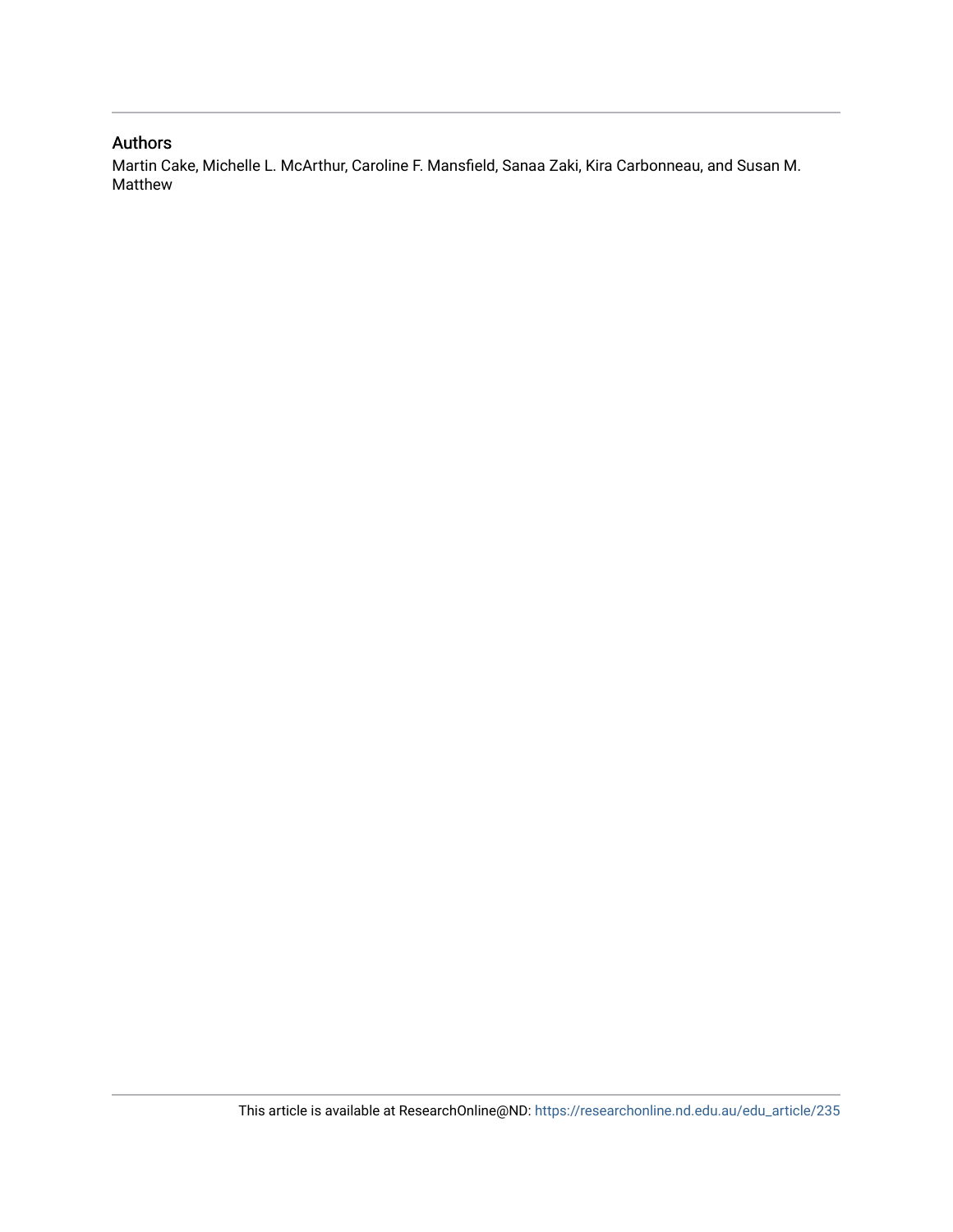## Authors

Martin Cake, Michelle L. McArthur, Caroline F. Mansfield, Sanaa Zaki, Kira Carbonneau, and Susan M. Matthew

This article is available at ResearchOnline@ND: https://researchonline.nd.edu.au/edu_article/235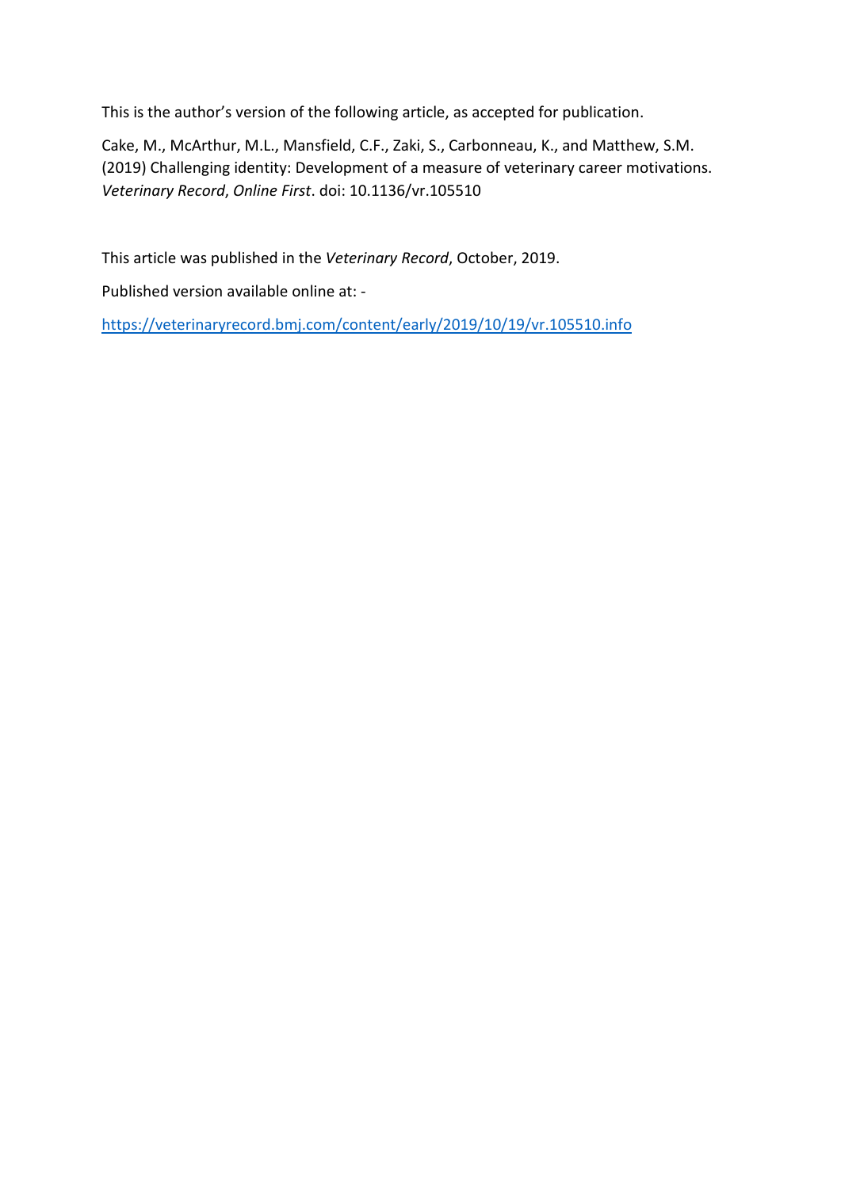This is the author's version of the following article, as accepted for publication.

Cake, M., McArthur, M.L., Mansfield, C.F., Zaki, S., Carbonneau, K., and Matthew, S.M. (2019) Challenging identity: Development of a measure of veterinary career motivations. *Veterinary Record*, *Online First*. doi: 10.1136/vr.105510

This article was published in the *Veterinary Record*, October, 2019.

Published version available online at: -

https://veterinaryrecord.bmj.com/content/early/2019/10/19/vr.105510.info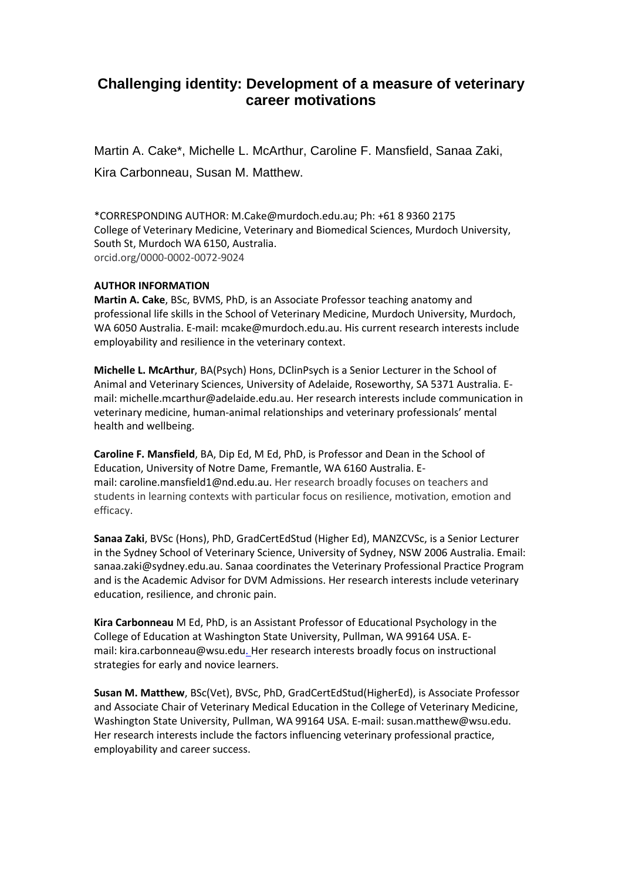# Challenging identity: Development of a measure of veterinary career motivations

Martin A. Cake*, Michelle L. McArthur, Caroline F. Mansfield, Sanaa Zaki, Kira Carbonneau, Susan M. Matthew.

*CORRESPONDING AUTHOR: M.Cake@murdoch.edu.au; Ph: +61 8 9360 2175
College of Veterinary Medicine, Veterinary and Biomedical Sciences, Murdoch University, South St, Murdoch WA 6150, Australia.
orcid.org/0000-0002-0072-9024

**AUTHOR INFORMATION**

**Martin A. Cake**, BSc, BVMS, PhD, is an Associate Professor teaching anatomy and professional life skills in the School of Veterinary Medicine, Murdoch University, Murdoch, WA 6050 Australia. E-mail: mcake@murdoch.edu.au. His current research interests include employability and resilience in the veterinary context.

**Michelle L. McArthur**, BA(Psych) Hons, DClinPsych is a Senior Lecturer in the School of Animal and Veterinary Sciences, University of Adelaide, Roseworthy, SA 5371 Australia. E-mail: michelle.mcarthur@adelaide.edu.au. Her research interests include communication in veterinary medicine, human-animal relationships and veterinary professionals' mental health and wellbeing.

**Caroline F. Mansfield**, BA, Dip Ed, M Ed, PhD, is Professor and Dean in the School of Education, University of Notre Dame, Fremantle, WA 6160 Australia. E-mail: caroline.mansfield1@nd.edu.au. Her research broadly focuses on teachers and students in learning contexts with particular focus on resilience, motivation, emotion and efficacy.

**Sanaa Zaki**, BVSc (Hons), PhD, GradCertEdStud (Higher Ed), MANZCVSc, is a Senior Lecturer in the Sydney School of Veterinary Science, University of Sydney, NSW 2006 Australia. Email: sanaa.zaki@sydney.edu.au. Sanaa coordinates the Veterinary Professional Practice Program and is the Academic Advisor for DVM Admissions. Her research interests include veterinary education, resilience, and chronic pain.

**Kira Carbonneau** M Ed, PhD, is an Assistant Professor of Educational Psychology in the College of Education at Washington State University, Pullman, WA 99164 USA. E-mail: kira.carbonneau@wsu.edu. Her research interests broadly focus on instructional strategies for early and novice learners.

**Susan M. Matthew**, BSc(Vet), BVSc, PhD, GradCertEdStud(HigherEd), is Associate Professor and Associate Chair of Veterinary Medical Education in the College of Veterinary Medicine, Washington State University, Pullman, WA 99164 USA. E-mail: susan.matthew@wsu.edu. Her research interests include the factors influencing veterinary professional practice, employability and career success.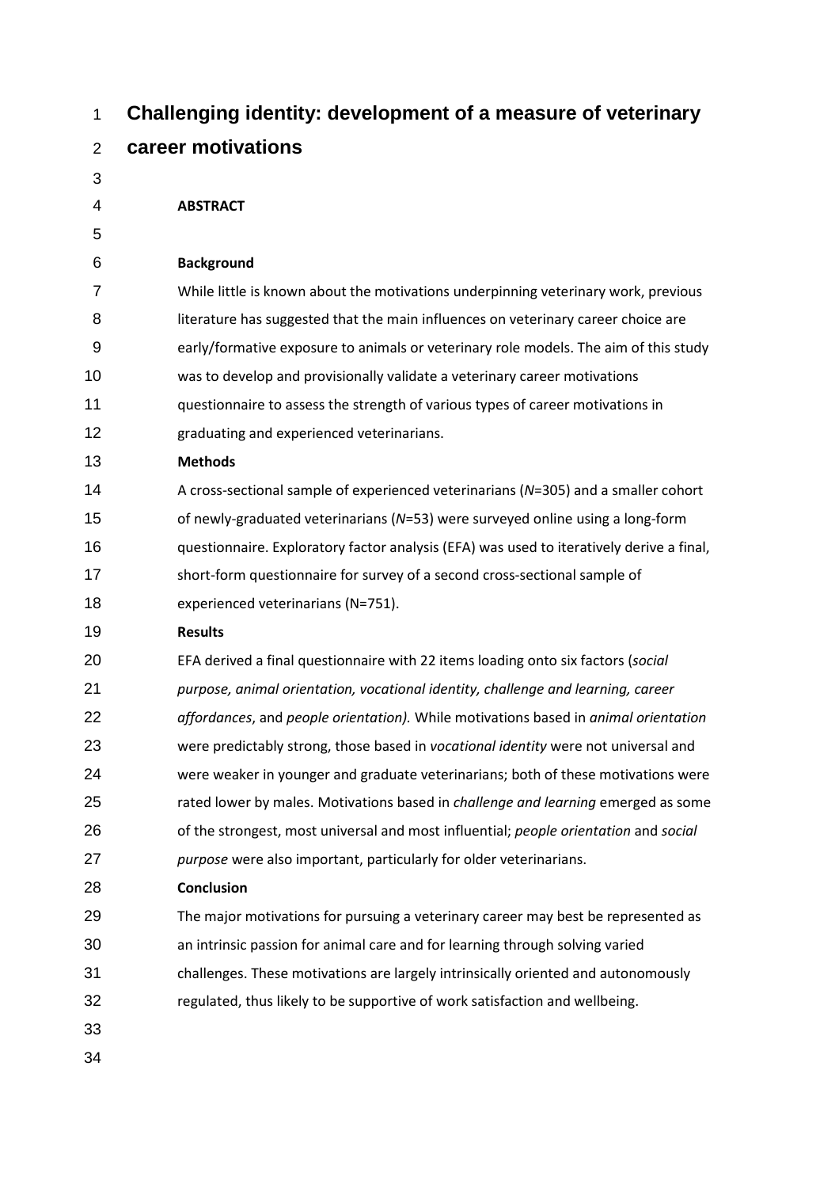# Challenging identity: development of a measure of veterinary career motivations

## ABSTRACT

### Background

While little is known about the motivations underpinning veterinary work, previous literature has suggested that the main influences on veterinary career choice are early/formative exposure to animals or veterinary role models. The aim of this study was to develop and provisionally validate a veterinary career motivations questionnaire to assess the strength of various types of career motivations in graduating and experienced veterinarians.

### Methods

A cross-sectional sample of experienced veterinarians ($N$=305) and a smaller cohort of newly-graduated veterinarians ($N$=53) were surveyed online using a long-form questionnaire. Exploratory factor analysis (EFA) was used to iteratively derive a final, short-form questionnaire for survey of a second cross-sectional sample of experienced veterinarians (N=751).

### Results

EFA derived a final questionnaire with 22 items loading onto six factors (*social purpose, animal orientation, vocational identity, challenge and learning, career affordances*, and *people orientation).* While motivations based in *animal orientation* were predictably strong, those based in *vocational identity* were not universal and were weaker in younger and graduate veterinarians; both of these motivations were rated lower by males. Motivations based in *challenge and learning* emerged as some of the strongest, most universal and most influential; *people orientation* and *social purpose* were also important, particularly for older veterinarians.

### Conclusion

The major motivations for pursuing a veterinary career may best be represented as an intrinsic passion for animal care and for learning through solving varied challenges. These motivations are largely intrinsically oriented and autonomously regulated, thus likely to be supportive of work satisfaction and wellbeing.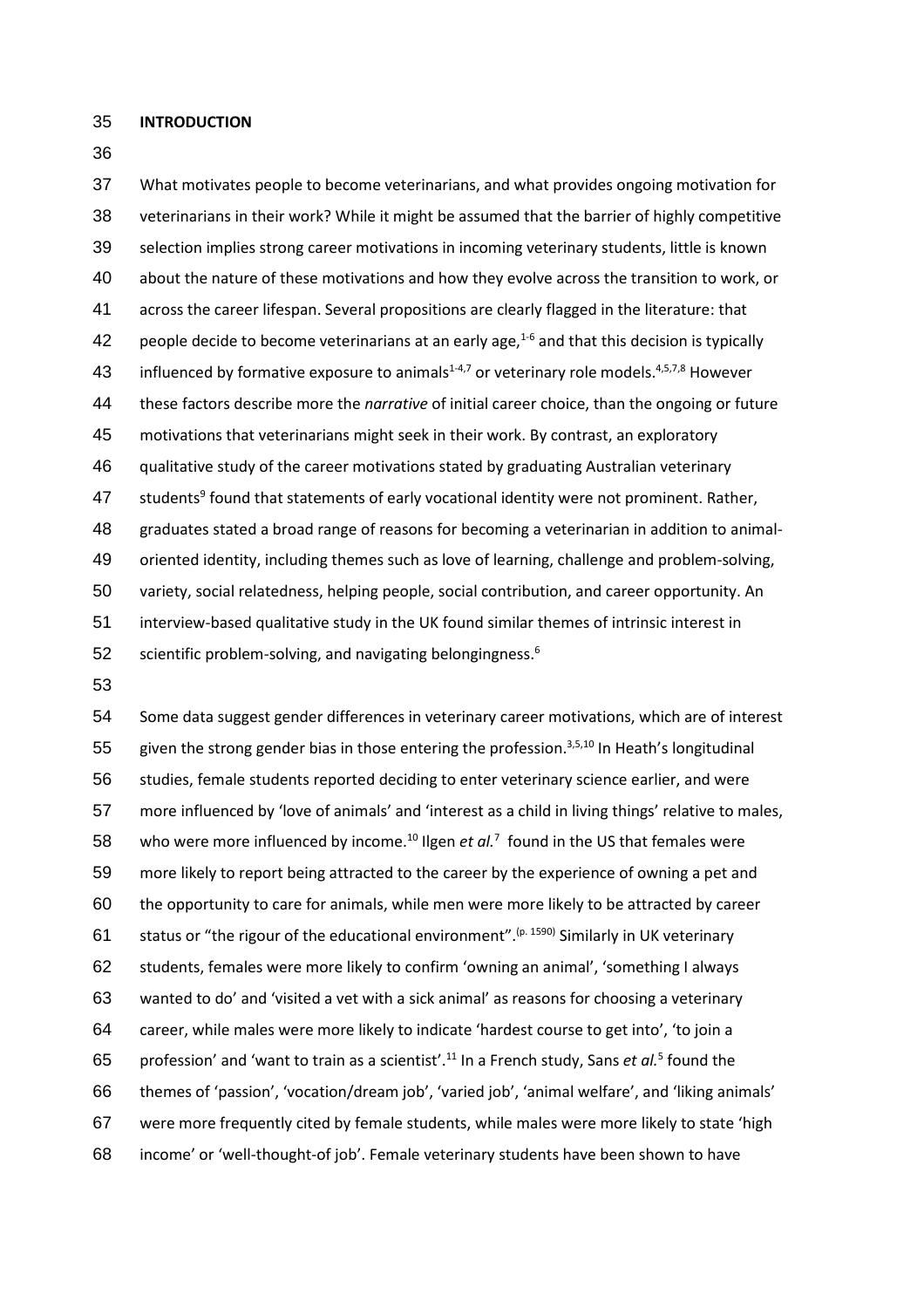## INTRODUCTION

What motivates people to become veterinarians, and what provides ongoing motivation for veterinarians in their work? While it might be assumed that the barrier of highly competitive selection implies strong career motivations in incoming veterinary students, little is known about the nature of these motivations and how they evolve across the transition to work, or across the career lifespan. Several propositions are clearly flagged in the literature: that people decide to become veterinarians at an early age,[1-6] and that this decision is typically influenced by formative exposure to animals[1-4,7] or veterinary role models.[4,5,7,8] However these factors describe more the *narrative* of initial career choice, than the ongoing or future motivations that veterinarians might seek in their work. By contrast, an exploratory qualitative study of the career motivations stated by graduating Australian veterinary students[9] found that statements of early vocational identity were not prominent. Rather, graduates stated a broad range of reasons for becoming a veterinarian in addition to animal-oriented identity, including themes such as love of learning, challenge and problem-solving, variety, social relatedness, helping people, social contribution, and career opportunity. An interview-based qualitative study in the UK found similar themes of intrinsic interest in scientific problem-solving, and navigating belongingness.[6]

Some data suggest gender differences in veterinary career motivations, which are of interest given the strong gender bias in those entering the profession.[3,5,10] In Heath's longitudinal studies, female students reported deciding to enter veterinary science earlier, and were more influenced by 'love of animals' and 'interest as a child in living things' relative to males, who were more influenced by income.[10] Ilgen *et al.*[7] found in the US that females were more likely to report being attracted to the career by the experience of owning a pet and the opportunity to care for animals, while men were more likely to be attracted by career status or "the rigour of the educational environment".[(p. 1590)] Similarly in UK veterinary students, females were more likely to confirm 'owning an animal', 'something I always wanted to do' and 'visited a vet with a sick animal' as reasons for choosing a veterinary career, while males were more likely to indicate 'hardest course to get into', 'to join a profession' and 'want to train as a scientist'.[11] In a French study, Sans *et al.*[5] found the themes of 'passion', 'vocation/dream job', 'varied job', 'animal welfare', and 'liking animals' were more frequently cited by female students, while males were more likely to state 'high income' or 'well-thought-of job'. Female veterinary students have been shown to have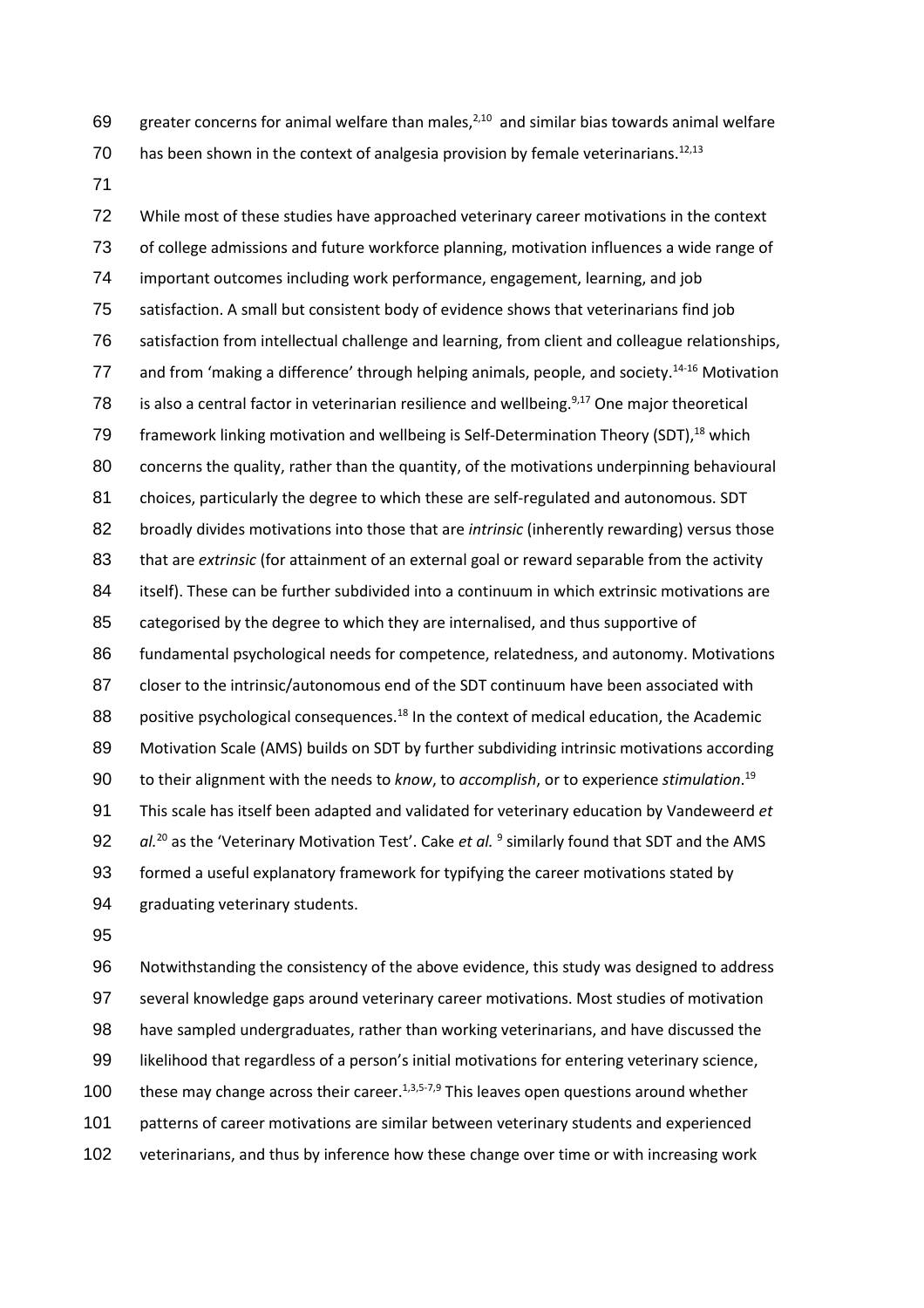greater concerns for animal welfare than males,[2,10] and similar bias towards animal welfare has been shown in the context of analgesia provision by female veterinarians.[12,13]

While most of these studies have approached veterinary career motivations in the context of college admissions and future workforce planning, motivation influences a wide range of important outcomes including work performance, engagement, learning, and job satisfaction. A small but consistent body of evidence shows that veterinarians find job satisfaction from intellectual challenge and learning, from client and colleague relationships, and from 'making a difference' through helping animals, people, and society.[14-16] Motivation is also a central factor in veterinarian resilience and wellbeing.[9,17] One major theoretical framework linking motivation and wellbeing is Self-Determination Theory (SDT),[18] which concerns the quality, rather than the quantity, of the motivations underpinning behavioural choices, particularly the degree to which these are self-regulated and autonomous. SDT broadly divides motivations into those that are *intrinsic* (inherently rewarding) versus those that are *extrinsic* (for attainment of an external goal or reward separable from the activity itself). These can be further subdivided into a continuum in which extrinsic motivations are categorised by the degree to which they are internalised, and thus supportive of fundamental psychological needs for competence, relatedness, and autonomy. Motivations closer to the intrinsic/autonomous end of the SDT continuum have been associated with positive psychological consequences.[18] In the context of medical education, the Academic Motivation Scale (AMS) builds on SDT by further subdividing intrinsic motivations according to their alignment with the needs to *know*, to *accomplish*, or to experience *stimulation*.[19] This scale has itself been adapted and validated for veterinary education by Vandeweerd *et al.*[20] as the 'Veterinary Motivation Test'. Cake *et al.* [9] similarly found that SDT and the AMS formed a useful explanatory framework for typifying the career motivations stated by graduating veterinary students.

Notwithstanding the consistency of the above evidence, this study was designed to address several knowledge gaps around veterinary career motivations. Most studies of motivation have sampled undergraduates, rather than working veterinarians, and have discussed the likelihood that regardless of a person's initial motivations for entering veterinary science, these may change across their career.[1,3,5-7,9] This leaves open questions around whether patterns of career motivations are similar between veterinary students and experienced veterinarians, and thus by inference how these change over time or with increasing work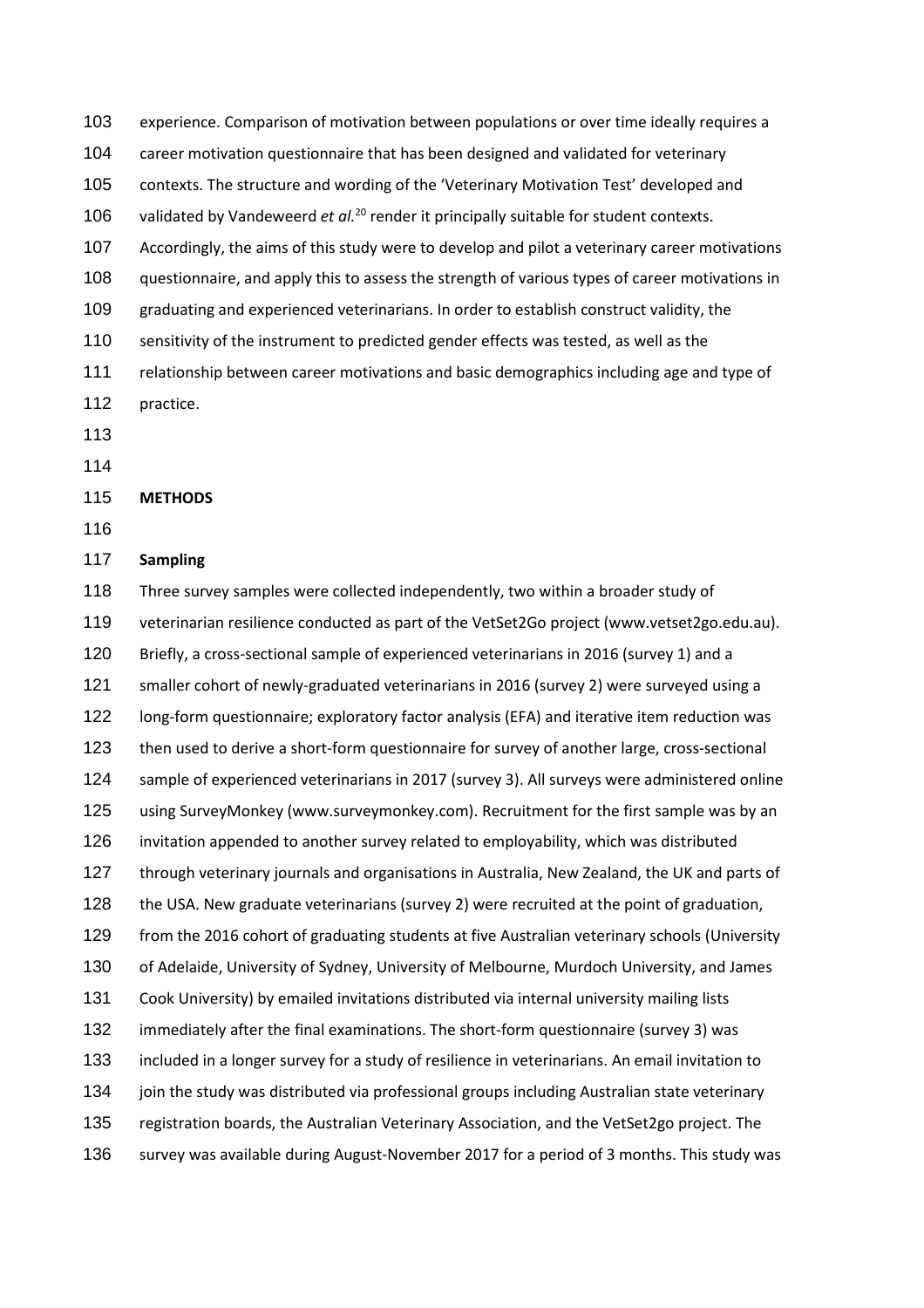experience. Comparison of motivation between populations or over time ideally requires a career motivation questionnaire that has been designed and validated for veterinary contexts. The structure and wording of the 'Veterinary Motivation Test' developed and validated by Vandeweerd *et al.*[20] render it principally suitable for student contexts. Accordingly, the aims of this study were to develop and pilot a veterinary career motivations questionnaire, and apply this to assess the strength of various types of career motivations in graduating and experienced veterinarians. In order to establish construct validity, the sensitivity of the instrument to predicted gender effects was tested, as well as the relationship between career motivations and basic demographics including age and type of practice.

## METHODS

### Sampling

Three survey samples were collected independently, two within a broader study of veterinarian resilience conducted as part of the VetSet2Go project (www.vetset2go.edu.au). Briefly, a cross-sectional sample of experienced veterinarians in 2016 (survey 1) and a smaller cohort of newly-graduated veterinarians in 2016 (survey 2) were surveyed using a long-form questionnaire; exploratory factor analysis (EFA) and iterative item reduction was then used to derive a short-form questionnaire for survey of another large, cross-sectional sample of experienced veterinarians in 2017 (survey 3). All surveys were administered online using SurveyMonkey (www.surveymonkey.com). Recruitment for the first sample was by an invitation appended to another survey related to employability, which was distributed through veterinary journals and organisations in Australia, New Zealand, the UK and parts of the USA. New graduate veterinarians (survey 2) were recruited at the point of graduation, from the 2016 cohort of graduating students at five Australian veterinary schools (University of Adelaide, University of Sydney, University of Melbourne, Murdoch University, and James Cook University) by emailed invitations distributed via internal university mailing lists immediately after the final examinations. The short-form questionnaire (survey 3) was included in a longer survey for a study of resilience in veterinarians. An email invitation to join the study was distributed via professional groups including Australian state veterinary registration boards, the Australian Veterinary Association, and the VetSet2go project. The survey was available during August-November 2017 for a period of 3 months. This study was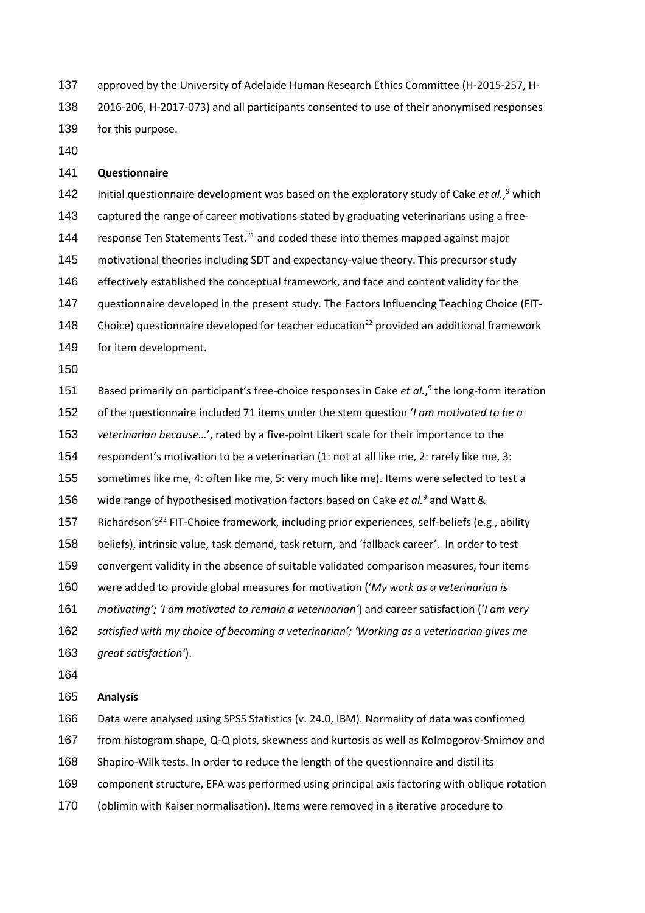approved by the University of Adelaide Human Research Ethics Committee (H-2015-257, H-2016-206, H-2017-073) and all participants consented to use of their anonymised responses for this purpose.

**Questionnaire**

Initial questionnaire development was based on the exploratory study of Cake *et al.*,[9] which captured the range of career motivations stated by graduating veterinarians using a free-response Ten Statements Test,[21] and coded these into themes mapped against major motivational theories including SDT and expectancy-value theory. This precursor study effectively established the conceptual framework, and face and content validity for the questionnaire developed in the present study. The Factors Influencing Teaching Choice (FIT-Choice) questionnaire developed for teacher education[22] provided an additional framework for item development.

Based primarily on participant's free-choice responses in Cake *et al.*,[9] the long-form iteration of the questionnaire included 71 items under the stem question '*I am motivated to be a veterinarian because…*', rated by a five-point Likert scale for their importance to the respondent's motivation to be a veterinarian (1: not at all like me, 2: rarely like me, 3: sometimes like me, 4: often like me, 5: very much like me). Items were selected to test a wide range of hypothesised motivation factors based on Cake *et al.*[9] and Watt & Richardson's[22] FIT-Choice framework, including prior experiences, self-beliefs (e.g., ability beliefs), intrinsic value, task demand, task return, and 'fallback career'. In order to test convergent validity in the absence of suitable validated comparison measures, four items were added to provide global measures for motivation ('*My work as a veterinarian is motivating'; 'I am motivated to remain a veterinarian'*) and career satisfaction ('*I am very satisfied with my choice of becoming a veterinarian'; 'Working as a veterinarian gives me great satisfaction'*).

**Analysis**

Data were analysed using SPSS Statistics (v. 24.0, IBM). Normality of data was confirmed from histogram shape, Q-Q plots, skewness and kurtosis as well as Kolmogorov-Smirnov and Shapiro-Wilk tests. In order to reduce the length of the questionnaire and distil its component structure, EFA was performed using principal axis factoring with oblique rotation (oblimin with Kaiser normalisation). Items were removed in a iterative procedure to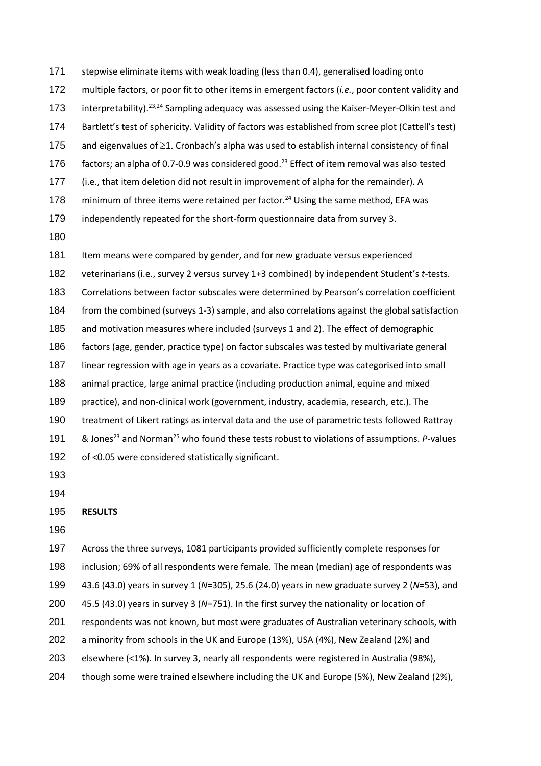stepwise eliminate items with weak loading (less than 0.4), generalised loading onto multiple factors, or poor fit to other items in emergent factors (*i.e.*, poor content validity and interpretability).[23,24] Sampling adequacy was assessed using the Kaiser-Meyer-Olkin test and Bartlett's test of sphericity. Validity of factors was established from scree plot (Cattell's test) and eigenvalues of ≥1. Cronbach's alpha was used to establish internal consistency of final factors; an alpha of 0.7-0.9 was considered good.[23] Effect of item removal was also tested (i.e., that item deletion did not result in improvement of alpha for the remainder). A minimum of three items were retained per factor.[24] Using the same method, EFA was independently repeated for the short-form questionnaire data from survey 3.

Item means were compared by gender, and for new graduate versus experienced veterinarians (i.e., survey 2 versus survey 1+3 combined) by independent Student's *t*-tests. Correlations between factor subscales were determined by Pearson's correlation coefficient from the combined (surveys 1-3) sample, and also correlations against the global satisfaction and motivation measures where included (surveys 1 and 2). The effect of demographic factors (age, gender, practice type) on factor subscales was tested by multivariate general linear regression with age in years as a covariate. Practice type was categorised into small animal practice, large animal practice (including production animal, equine and mixed practice), and non-clinical work (government, industry, academia, research, etc.). The treatment of Likert ratings as interval data and the use of parametric tests followed Rattray & Jones[23] and Norman[25] who found these tests robust to violations of assumptions. *P*-values of <0.05 were considered statistically significant.

## RESULTS

Across the three surveys, 1081 participants provided sufficiently complete responses for inclusion; 69% of all respondents were female. The mean (median) age of respondents was 43.6 (43.0) years in survey 1 (*N*=305), 25.6 (24.0) years in new graduate survey 2 (*N*=53), and 45.5 (43.0) years in survey 3 (*N*=751). In the first survey the nationality or location of respondents was not known, but most were graduates of Australian veterinary schools, with a minority from schools in the UK and Europe (13%), USA (4%), New Zealand (2%) and elsewhere (<1%). In survey 3, nearly all respondents were registered in Australia (98%), though some were trained elsewhere including the UK and Europe (5%), New Zealand (2%),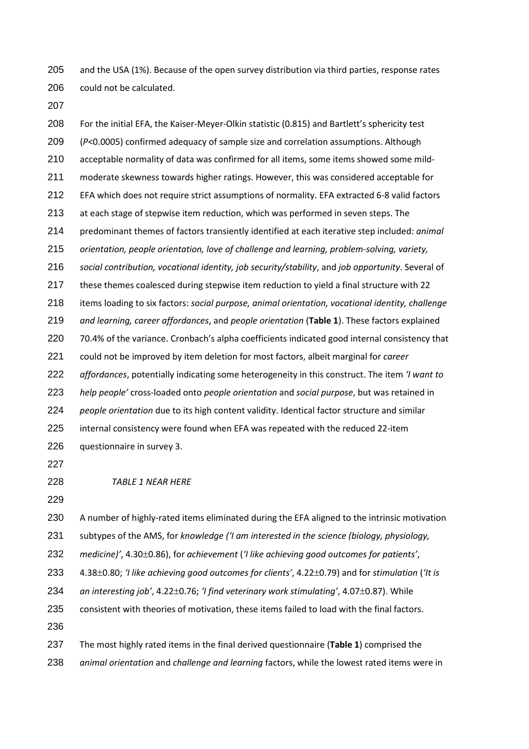and the USA (1%). Because of the open survey distribution via third parties, response rates could not be calculated.

For the initial EFA, the Kaiser-Meyer-Olkin statistic (0.815) and Bartlett's sphericity test ($P$<0.0005) confirmed adequacy of sample size and correlation assumptions. Although acceptable normality of data was confirmed for all items, some items showed some mild-moderate skewness towards higher ratings. However, this was considered acceptable for EFA which does not require strict assumptions of normality. EFA extracted 6-8 valid factors at each stage of stepwise item reduction, which was performed in seven steps. The predominant themes of factors transiently identified at each iterative step included: *animal orientation, people orientation, love of challenge and learning, problem-solving, variety, social contribution, vocational identity, job security/stability*, and *job opportunity*. Several of these themes coalesced during stepwise item reduction to yield a final structure with 22 items loading to six factors: *social purpose, animal orientation, vocational identity, challenge and learning, career affordances*, and *people orientation* (**Table 1**). These factors explained 70.4% of the variance. Cronbach's alpha coefficients indicated good internal consistency that could not be improved by item deletion for most factors, albeit marginal for *career affordances*, potentially indicating some heterogeneity in this construct. The item *'I want to help people'* cross-loaded onto *people orientation* and *social purpose*, but was retained in *people orientation* due to its high content validity. Identical factor structure and similar internal consistency were found when EFA was repeated with the reduced 22-item questionnaire in survey 3.

*TABLE 1 NEAR HERE*

A number of highly-rated items eliminated during the EFA aligned to the intrinsic motivation subtypes of the AMS, for *knowledge ('I am interested in the science (biology, physiology, medicine)'*, 4.30$\pm$0.86), for *achievement* (*'I like achieving good outcomes for patients'*, 4.38$\pm$0.80; *'I like achieving good outcomes for clients'*, 4.22$\pm$0.79) and for *stimulation* (*'It is an interesting job'*, 4.22$\pm$0.76; *'I find veterinary work stimulating'*, 4.07$\pm$0.87). While consistent with theories of motivation, these items failed to load with the final factors.

The most highly rated items in the final derived questionnaire (**Table 1**) comprised the *animal orientation* and *challenge and learning* factors, while the lowest rated items were in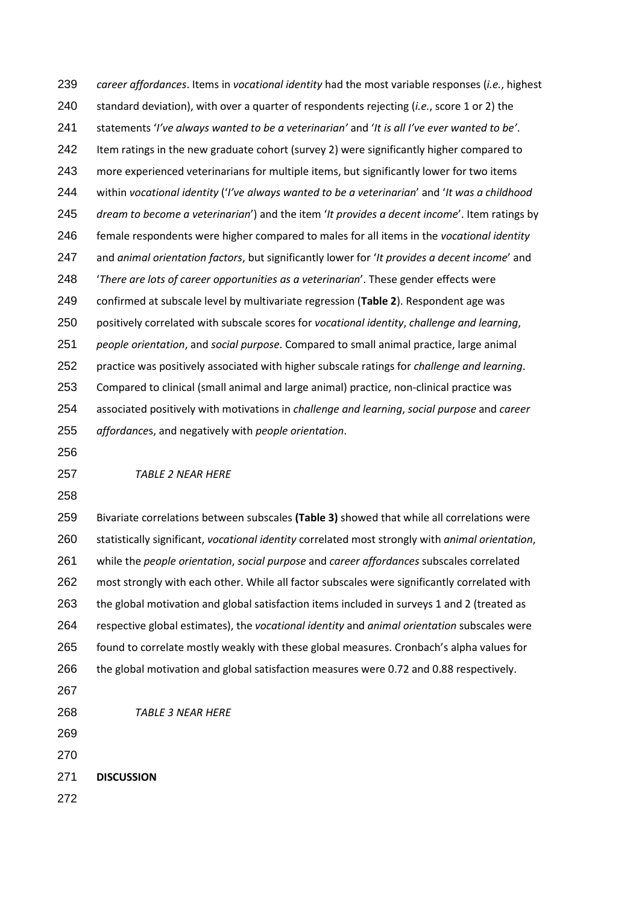*career affordances*. Items in *vocational identity* had the most variable responses (*i.e.*, highest standard deviation), with over a quarter of respondents rejecting (*i.e.*, score 1 or 2) the statements '*I've always wanted to be a veterinarian'* and '*It is all I've ever wanted to be'*. Item ratings in the new graduate cohort (survey 2) were significantly higher compared to more experienced veterinarians for multiple items, but significantly lower for two items within *vocational identity* ('*I've always wanted to be a veterinarian*' and '*It was a childhood dream to become a veterinarian*') and the item '*It provides a decent income*'. Item ratings by female respondents were higher compared to males for all items in the *vocational identity* and *animal orientation factors*, but significantly lower for '*It provides a decent income*' and '*There are lots of career opportunities as a veterinarian*'. These gender effects were confirmed at subscale level by multivariate regression (**Table 2**). Respondent age was positively correlated with subscale scores for *vocational identity*, *challenge and learning*, *people orientation*, and *social purpose*. Compared to small animal practice, large animal practice was positively associated with higher subscale ratings for *challenge and learning*. Compared to clinical (small animal and large animal) practice, non-clinical practice was associated positively with motivations in *challenge and learning*, *social purpose* and *career affordance*s, and negatively with *people orientation*.

*TABLE 2 NEAR HERE*

Bivariate correlations between subscales **(Table 3)** showed that while all correlations were statistically significant, *vocational identity* correlated most strongly with *animal orientation*, while the *people orientation*, *social purpose* and *career affordances* subscales correlated most strongly with each other. While all factor subscales were significantly correlated with the global motivation and global satisfaction items included in surveys 1 and 2 (treated as respective global estimates), the *vocational identity* and *animal orientation* subscales were found to correlate mostly weakly with these global measures. Cronbach's alpha values for the global motivation and global satisfaction measures were 0.72 and 0.88 respectively.

*TABLE 3 NEAR HERE*

## DISCUSSION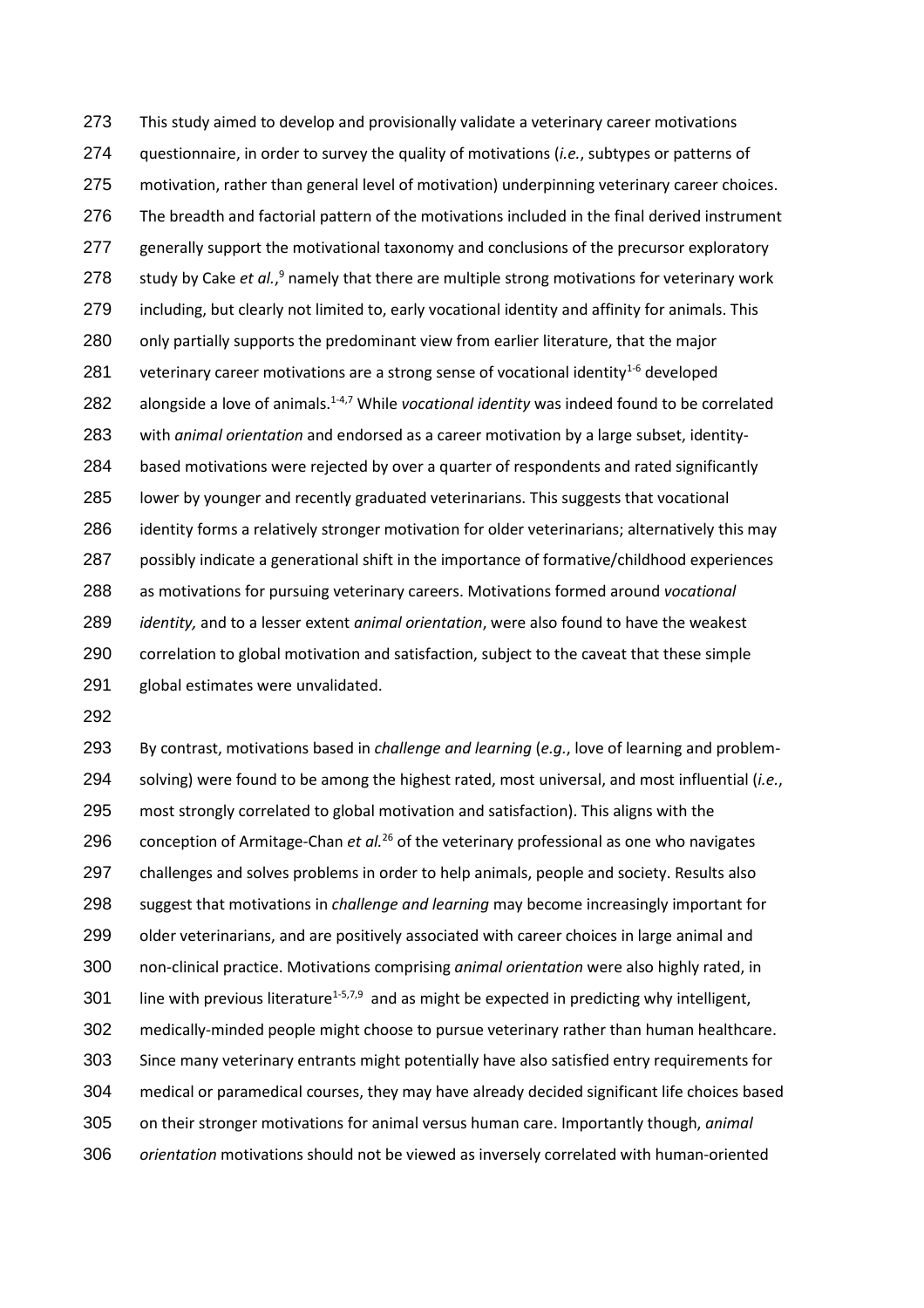This study aimed to develop and provisionally validate a veterinary career motivations questionnaire, in order to survey the quality of motivations (*i.e.*, subtypes or patterns of motivation, rather than general level of motivation) underpinning veterinary career choices. The breadth and factorial pattern of the motivations included in the final derived instrument generally support the motivational taxonomy and conclusions of the precursor exploratory study by Cake *et al.*,[9] namely that there are multiple strong motivations for veterinary work including, but clearly not limited to, early vocational identity and affinity for animals. This only partially supports the predominant view from earlier literature, that the major veterinary career motivations are a strong sense of vocational identity[1-6] developed alongside a love of animals.[1-4,7] While *vocational identity* was indeed found to be correlated with *animal orientation* and endorsed as a career motivation by a large subset, identity-based motivations were rejected by over a quarter of respondents and rated significantly lower by younger and recently graduated veterinarians. This suggests that vocational identity forms a relatively stronger motivation for older veterinarians; alternatively this may possibly indicate a generational shift in the importance of formative/childhood experiences as motivations for pursuing veterinary careers. Motivations formed around *vocational identity,* and to a lesser extent *animal orientation*, were also found to have the weakest correlation to global motivation and satisfaction, subject to the caveat that these simple global estimates were unvalidated.

By contrast, motivations based in *challenge and learning* (*e.g.*, love of learning and problem-solving) were found to be among the highest rated, most universal, and most influential (*i.e.*, most strongly correlated to global motivation and satisfaction). This aligns with the conception of Armitage-Chan *et al.*[26] of the veterinary professional as one who navigates challenges and solves problems in order to help animals, people and society. Results also suggest that motivations in *challenge and learning* may become increasingly important for older veterinarians, and are positively associated with career choices in large animal and non-clinical practice. Motivations comprising *animal orientation* were also highly rated, in line with previous literature[1-5,7,9] and as might be expected in predicting why intelligent, medically-minded people might choose to pursue veterinary rather than human healthcare. Since many veterinary entrants might potentially have also satisfied entry requirements for medical or paramedical courses, they may have already decided significant life choices based on their stronger motivations for animal versus human care. Importantly though, *animal orientation* motivations should not be viewed as inversely correlated with human-oriented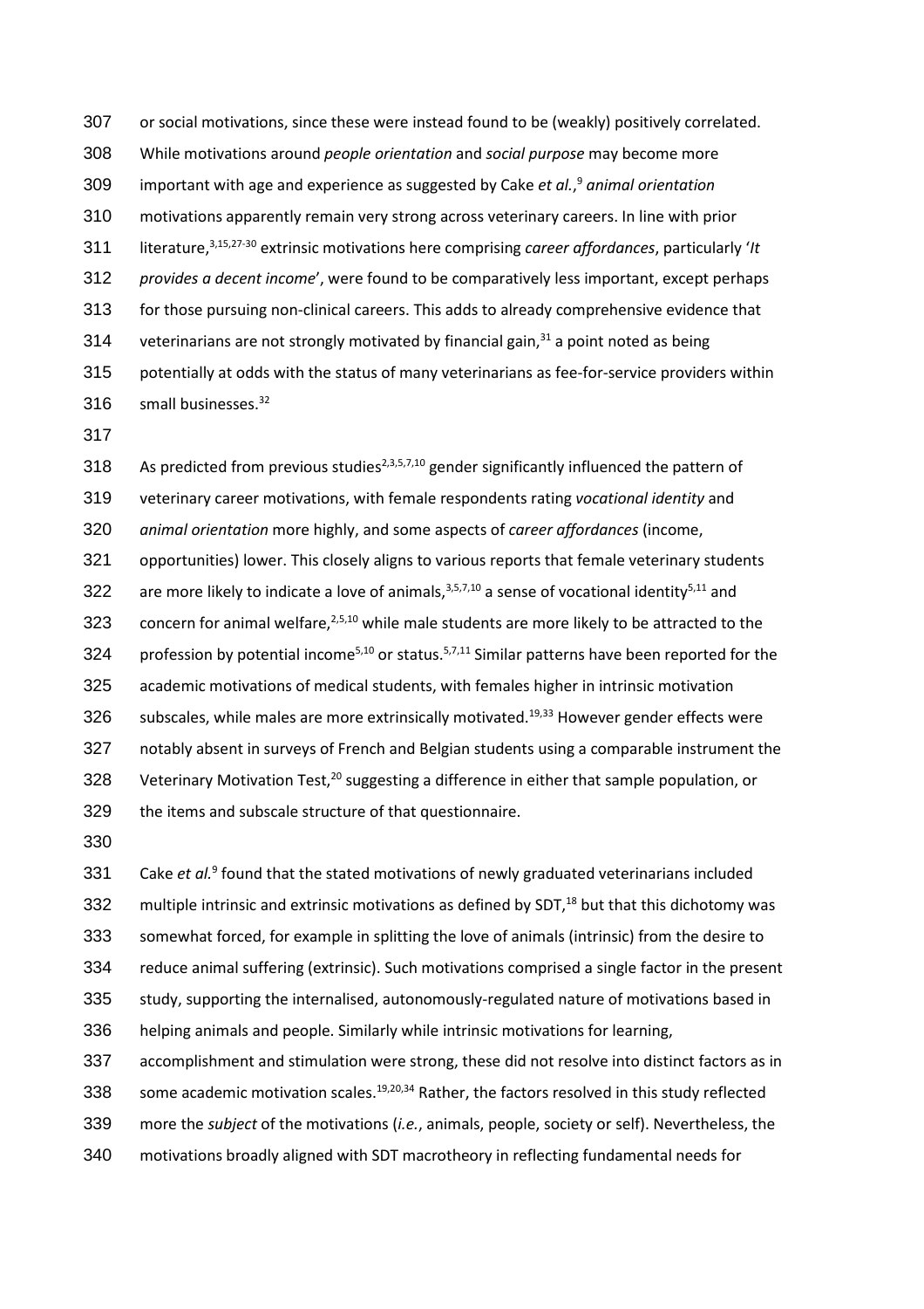or social motivations, since these were instead found to be (weakly) positively correlated. While motivations around *people orientation* and *social purpose* may become more important with age and experience as suggested by Cake *et al.*,[9] *animal orientation* motivations apparently remain very strong across veterinary careers. In line with prior literature,[3,15,27-30] extrinsic motivations here comprising *career affordances*, particularly '*It provides a decent income*', were found to be comparatively less important, except perhaps for those pursuing non-clinical careers. This adds to already comprehensive evidence that veterinarians are not strongly motivated by financial gain,[31] a point noted as being potentially at odds with the status of many veterinarians as fee-for-service providers within small businesses.[32]

As predicted from previous studies[2,3,5,7,10] gender significantly influenced the pattern of veterinary career motivations, with female respondents rating *vocational identity* and *animal orientation* more highly, and some aspects of *career affordances* (income, opportunities) lower. This closely aligns to various reports that female veterinary students are more likely to indicate a love of animals,[3,5,7,10] a sense of vocational identity[5,11] and concern for animal welfare,[2,5,10] while male students are more likely to be attracted to the profession by potential income[5,10] or status.[5,7,11] Similar patterns have been reported for the academic motivations of medical students, with females higher in intrinsic motivation subscales, while males are more extrinsically motivated.[19,33] However gender effects were notably absent in surveys of French and Belgian students using a comparable instrument the Veterinary Motivation Test,[20] suggesting a difference in either that sample population, or the items and subscale structure of that questionnaire.

Cake *et al.*[9] found that the stated motivations of newly graduated veterinarians included multiple intrinsic and extrinsic motivations as defined by SDT,[18] but that this dichotomy was somewhat forced, for example in splitting the love of animals (intrinsic) from the desire to reduce animal suffering (extrinsic). Such motivations comprised a single factor in the present study, supporting the internalised, autonomously-regulated nature of motivations based in helping animals and people. Similarly while intrinsic motivations for learning, accomplishment and stimulation were strong, these did not resolve into distinct factors as in some academic motivation scales.[19,20,34] Rather, the factors resolved in this study reflected more the *subject* of the motivations (*i.e.*, animals, people, society or self). Nevertheless, the motivations broadly aligned with SDT macrotheory in reflecting fundamental needs for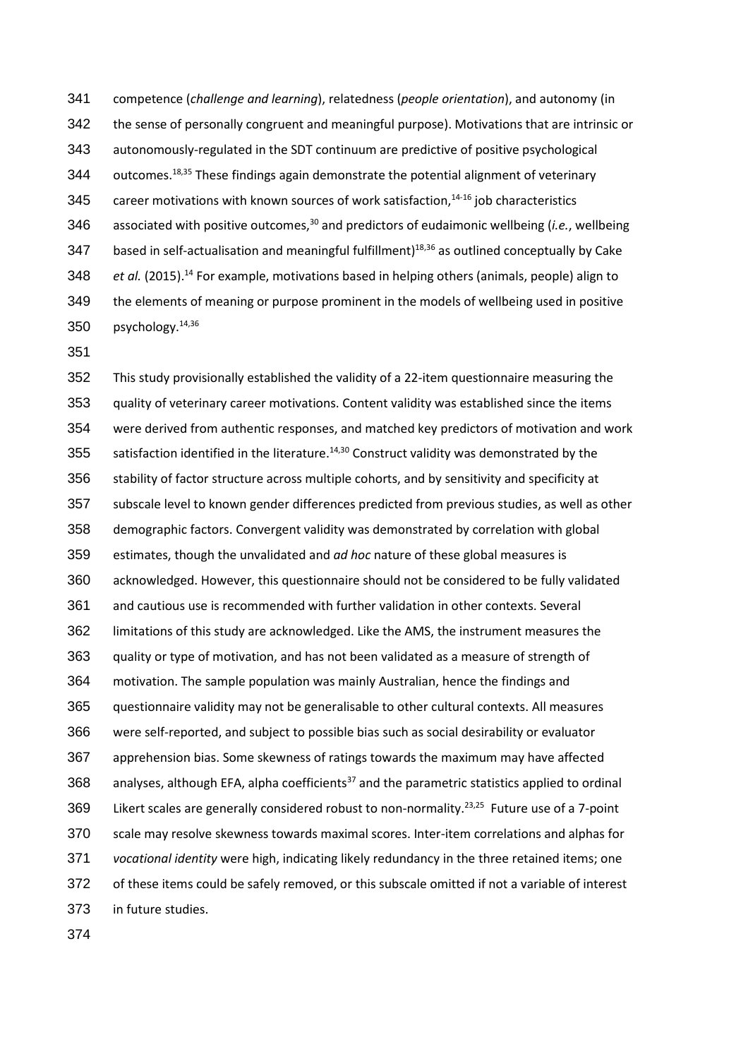competence (*challenge and learning*), relatedness (*people orientation*), and autonomy (in the sense of personally congruent and meaningful purpose). Motivations that are intrinsic or autonomously-regulated in the SDT continuum are predictive of positive psychological outcomes.[18,35] These findings again demonstrate the potential alignment of veterinary career motivations with known sources of work satisfaction,[14-16] job characteristics associated with positive outcomes,[30] and predictors of eudaimonic wellbeing (*i.e.*, wellbeing based in self-actualisation and meaningful fulfillment)[18,36] as outlined conceptually by Cake *et al.* (2015).[14] For example, motivations based in helping others (animals, people) align to the elements of meaning or purpose prominent in the models of wellbeing used in positive psychology.[14,36]

This study provisionally established the validity of a 22-item questionnaire measuring the quality of veterinary career motivations. Content validity was established since the items were derived from authentic responses, and matched key predictors of motivation and work satisfaction identified in the literature.[14,30] Construct validity was demonstrated by the stability of factor structure across multiple cohorts, and by sensitivity and specificity at subscale level to known gender differences predicted from previous studies, as well as other demographic factors. Convergent validity was demonstrated by correlation with global estimates, though the unvalidated and *ad hoc* nature of these global measures is acknowledged. However, this questionnaire should not be considered to be fully validated and cautious use is recommended with further validation in other contexts. Several limitations of this study are acknowledged. Like the AMS, the instrument measures the quality or type of motivation, and has not been validated as a measure of strength of motivation. The sample population was mainly Australian, hence the findings and questionnaire validity may not be generalisable to other cultural contexts. All measures were self-reported, and subject to possible bias such as social desirability or evaluator apprehension bias. Some skewness of ratings towards the maximum may have affected analyses, although EFA, alpha coefficients[37] and the parametric statistics applied to ordinal Likert scales are generally considered robust to non-normality.[23,25] Future use of a 7-point scale may resolve skewness towards maximal scores. Inter-item correlations and alphas for *vocational identity* were high, indicating likely redundancy in the three retained items; one of these items could be safely removed, or this subscale omitted if not a variable of interest in future studies.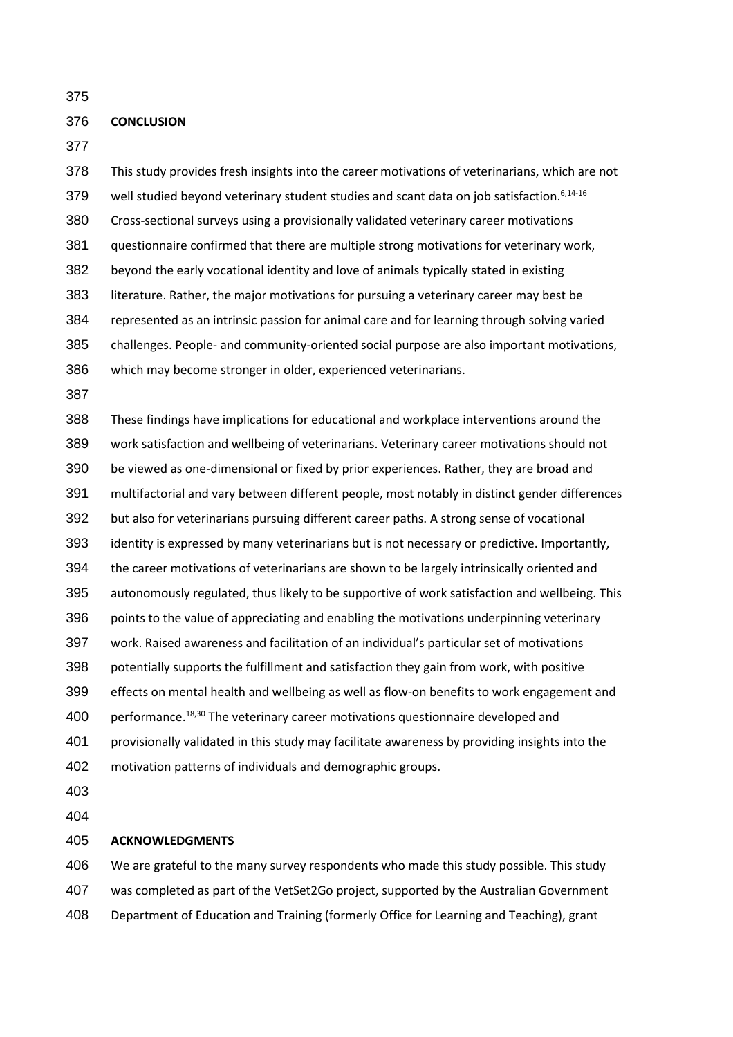## CONCLUSION

This study provides fresh insights into the career motivations of veterinarians, which are not well studied beyond veterinary student studies and scant data on job satisfaction.[6,14-16] Cross-sectional surveys using a provisionally validated veterinary career motivations questionnaire confirmed that there are multiple strong motivations for veterinary work, beyond the early vocational identity and love of animals typically stated in existing literature. Rather, the major motivations for pursuing a veterinary career may best be represented as an intrinsic passion for animal care and for learning through solving varied challenges. People- and community-oriented social purpose are also important motivations, which may become stronger in older, experienced veterinarians.

These findings have implications for educational and workplace interventions around the work satisfaction and wellbeing of veterinarians. Veterinary career motivations should not be viewed as one-dimensional or fixed by prior experiences. Rather, they are broad and multifactorial and vary between different people, most notably in distinct gender differences but also for veterinarians pursuing different career paths. A strong sense of vocational identity is expressed by many veterinarians but is not necessary or predictive. Importantly, the career motivations of veterinarians are shown to be largely intrinsically oriented and autonomously regulated, thus likely to be supportive of work satisfaction and wellbeing. This points to the value of appreciating and enabling the motivations underpinning veterinary work. Raised awareness and facilitation of an individual's particular set of motivations potentially supports the fulfillment and satisfaction they gain from work, with positive effects on mental health and wellbeing as well as flow-on benefits to work engagement and performance.[18,30] The veterinary career motivations questionnaire developed and provisionally validated in this study may facilitate awareness by providing insights into the motivation patterns of individuals and demographic groups.

## ACKNOWLEDGMENTS

We are grateful to the many survey respondents who made this study possible. This study was completed as part of the VetSet2Go project, supported by the Australian Government Department of Education and Training (formerly Office for Learning and Teaching), grant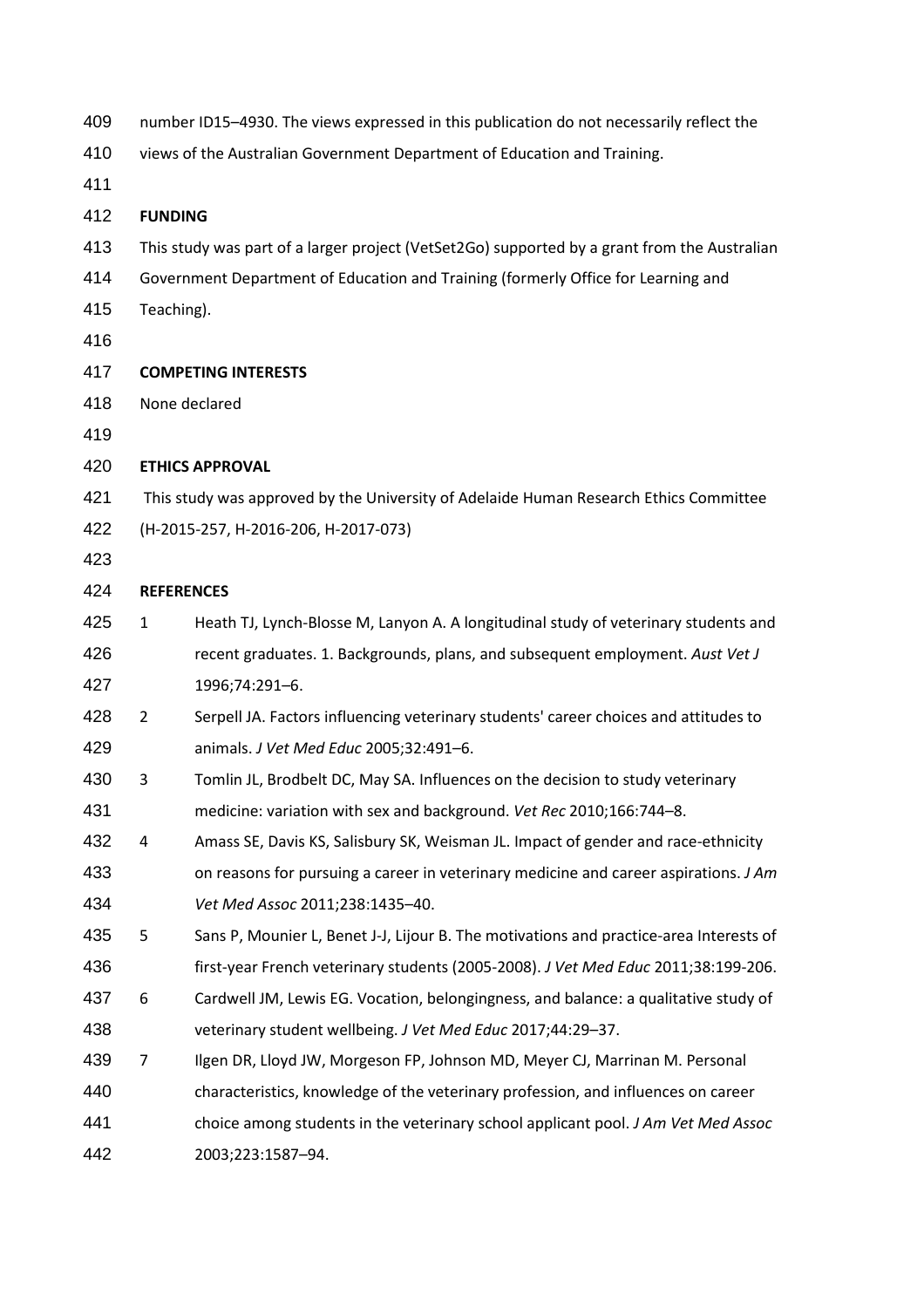number ID15–4930. The views expressed in this publication do not necessarily reflect the views of the Australian Government Department of Education and Training.

## FUNDING

This study was part of a larger project (VetSet2Go) supported by a grant from the Australian Government Department of Education and Training (formerly Office for Learning and Teaching).

## COMPETING INTERESTS

None declared

## ETHICS APPROVAL

This study was approved by the University of Adelaide Human Research Ethics Committee (H-2015-257, H-2016-206, H-2017-073)

## REFERENCES

1. Heath TJ, Lynch-Blosse M, Lanyon A. A longitudinal study of veterinary students and recent graduates. 1. Backgrounds, plans, and subsequent employment. *Aust Vet J* 1996;74:291–6.
2. Serpell JA. Factors influencing veterinary students' career choices and attitudes to animals. *J Vet Med Educ* 2005;32:491–6.
3. Tomlin JL, Brodbelt DC, May SA. Influences on the decision to study veterinary medicine: variation with sex and background. *Vet Rec* 2010;166:744–8.
4. Amass SE, Davis KS, Salisbury SK, Weisman JL. Impact of gender and race-ethnicity on reasons for pursuing a career in veterinary medicine and career aspirations. *J Am Vet Med Assoc* 2011;238:1435–40.
5. Sans P, Mounier L, Benet J-J, Lijour B. The motivations and practice-area Interests of first-year French veterinary students (2005-2008). *J Vet Med Educ* 2011;38:199-206.
6. Cardwell JM, Lewis EG. Vocation, belongingness, and balance: a qualitative study of veterinary student wellbeing. *J Vet Med Educ* 2017;44:29–37.
7. Ilgen DR, Lloyd JW, Morgeson FP, Johnson MD, Meyer CJ, Marrinan M. Personal characteristics, knowledge of the veterinary profession, and influences on career choice among students in the veterinary school applicant pool. *J Am Vet Med Assoc* 2003;223:1587–94.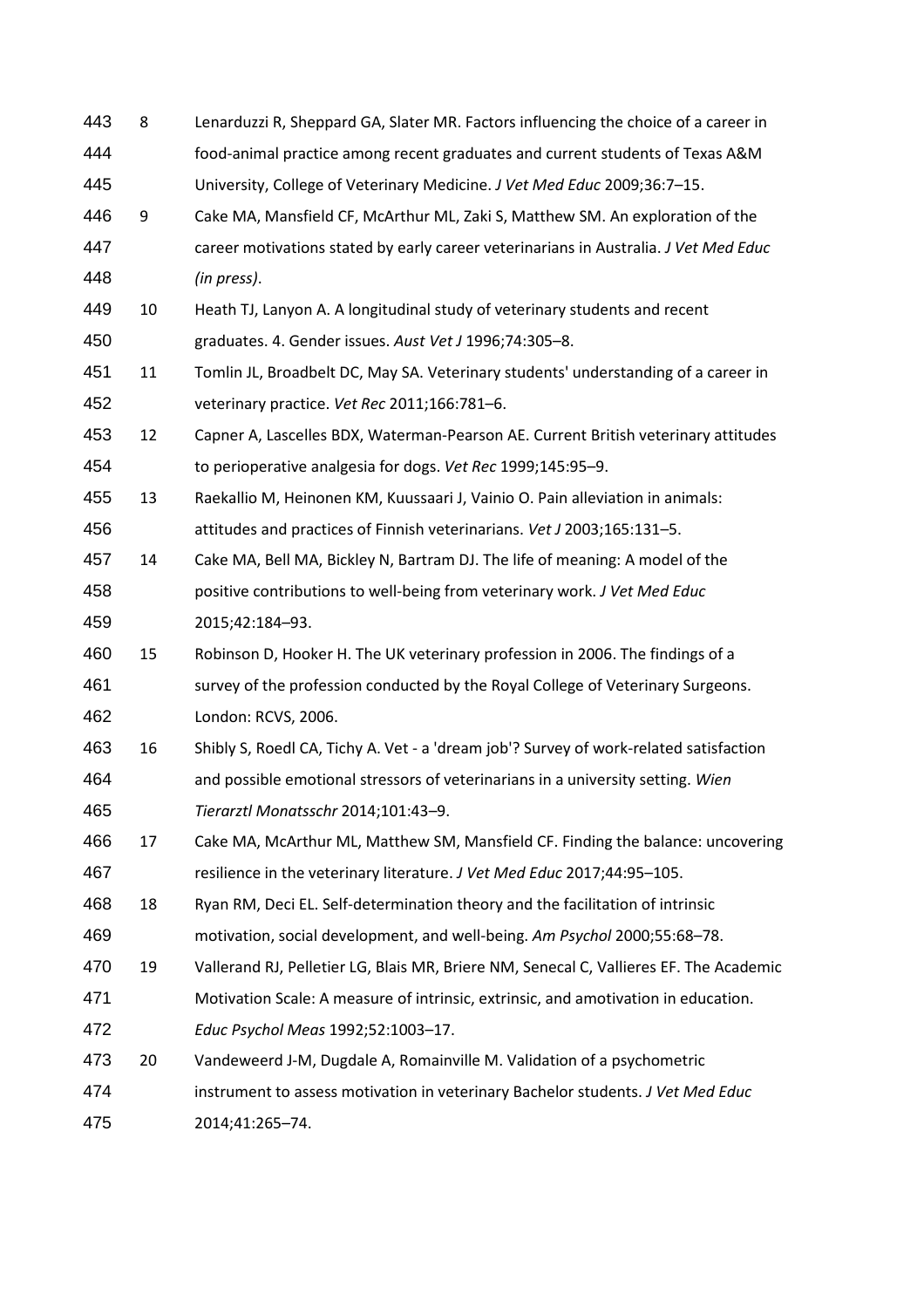8. Lenarduzzi R, Sheppard GA, Slater MR. Factors influencing the choice of a career in food-animal practice among recent graduates and current students of Texas A&M University, College of Veterinary Medicine. *J Vet Med Educ* 2009;36:7–15.
9. Cake MA, Mansfield CF, McArthur ML, Zaki S, Matthew SM. An exploration of the career motivations stated by early career veterinarians in Australia. *J Vet Med Educ (in press)*.
10. Heath TJ, Lanyon A. A longitudinal study of veterinary students and recent graduates. 4. Gender issues. *Aust Vet J* 1996;74:305–8.
11. Tomlin JL, Broadbelt DC, May SA. Veterinary students' understanding of a career in veterinary practice. *Vet Rec* 2011;166:781–6.
12. Capner A, Lascelles BDX, Waterman-Pearson AE. Current British veterinary attitudes to perioperative analgesia for dogs. *Vet Rec* 1999;145:95–9.
13. Raekallio M, Heinonen KM, Kuussaari J, Vainio O. Pain alleviation in animals: attitudes and practices of Finnish veterinarians. *Vet J* 2003;165:131–5.
14. Cake MA, Bell MA, Bickley N, Bartram DJ. The life of meaning: A model of the positive contributions to well-being from veterinary work. *J Vet Med Educ* 2015;42:184–93.
15. Robinson D, Hooker H. The UK veterinary profession in 2006. The findings of a survey of the profession conducted by the Royal College of Veterinary Surgeons. London: RCVS, 2006.
16. Shibly S, Roedl CA, Tichy A. Vet - a 'dream job'? Survey of work-related satisfaction and possible emotional stressors of veterinarians in a university setting. *Wien Tierarztl Monatsschr* 2014;101:43–9.
17. Cake MA, McArthur ML, Matthew SM, Mansfield CF. Finding the balance: uncovering resilience in the veterinary literature. *J Vet Med Educ* 2017;44:95–105.
18. Ryan RM, Deci EL. Self-determination theory and the facilitation of intrinsic motivation, social development, and well-being. *Am Psychol* 2000;55:68–78.
19. Vallerand RJ, Pelletier LG, Blais MR, Briere NM, Senecal C, Vallieres EF. The Academic Motivation Scale: A measure of intrinsic, extrinsic, and amotivation in education. *Educ Psychol Meas* 1992;52:1003–17.
20. Vandeweerd J-M, Dugdale A, Romainville M. Validation of a psychometric instrument to assess motivation in veterinary Bachelor students. *J Vet Med Educ* 2014;41:265–74.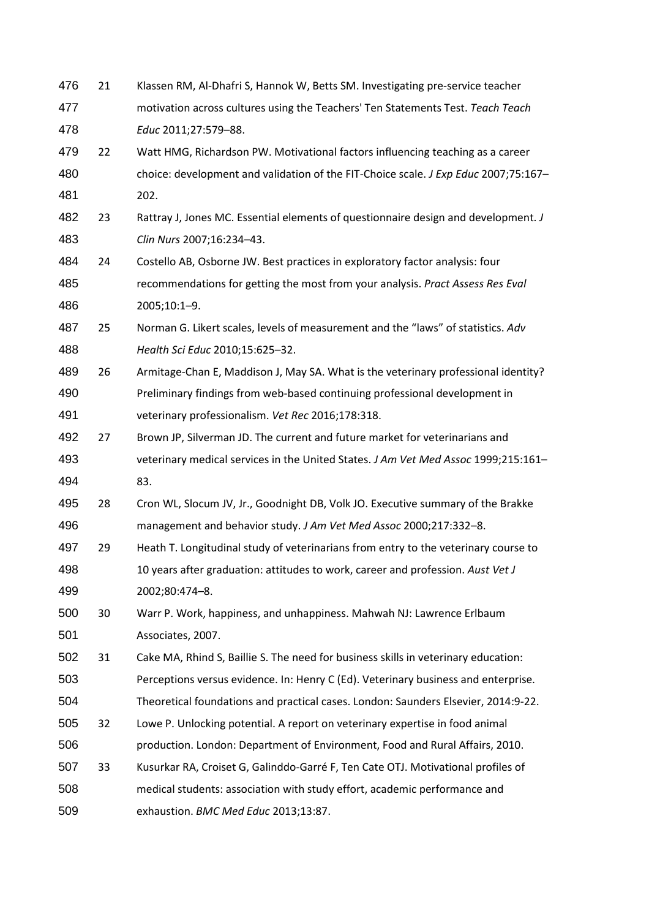21. Klassen RM, Al-Dhafri S, Hannok W, Betts SM. Investigating pre-service teacher motivation across cultures using the Teachers' Ten Statements Test. *Teach Teach Educ* 2011;27:579–88.
22. Watt HMG, Richardson PW. Motivational factors influencing teaching as a career choice: development and validation of the FIT-Choice scale. *J Exp Educ* 2007;75:167–202.
23. Rattray J, Jones MC. Essential elements of questionnaire design and development. *J Clin Nurs* 2007;16:234–43.
24. Costello AB, Osborne JW. Best practices in exploratory factor analysis: four recommendations for getting the most from your analysis. *Pract Assess Res Eval* 2005;10:1–9.
25. Norman G. Likert scales, levels of measurement and the "laws" of statistics. *Adv Health Sci Educ* 2010;15:625–32.
26. Armitage-Chan E, Maddison J, May SA. What is the veterinary professional identity? Preliminary findings from web-based continuing professional development in veterinary professionalism. *Vet Rec* 2016;178:318.
27. Brown JP, Silverman JD. The current and future market for veterinarians and veterinary medical services in the United States. *J Am Vet Med Assoc* 1999;215:161–83.
28. Cron WL, Slocum JV, Jr., Goodnight DB, Volk JO. Executive summary of the Brakke management and behavior study. *J Am Vet Med Assoc* 2000;217:332–8.
29. Heath T. Longitudinal study of veterinarians from entry to the veterinary course to 10 years after graduation: attitudes to work, career and profession. *Aust Vet J* 2002;80:474–8.
30. Warr P. Work, happiness, and unhappiness. Mahwah NJ: Lawrence Erlbaum Associates, 2007.
31. Cake MA, Rhind S, Baillie S. The need for business skills in veterinary education: Perceptions versus evidence. In: Henry C (Ed). Veterinary business and enterprise. Theoretical foundations and practical cases. London: Saunders Elsevier, 2014:9-22.
32. Lowe P. Unlocking potential. A report on veterinary expertise in food animal production. London: Department of Environment, Food and Rural Affairs, 2010.
33. Kusurkar RA, Croiset G, Galinddo-Garré F, Ten Cate OTJ. Motivational profiles of medical students: association with study effort, academic performance and exhaustion. *BMC Med Educ* 2013;13:87.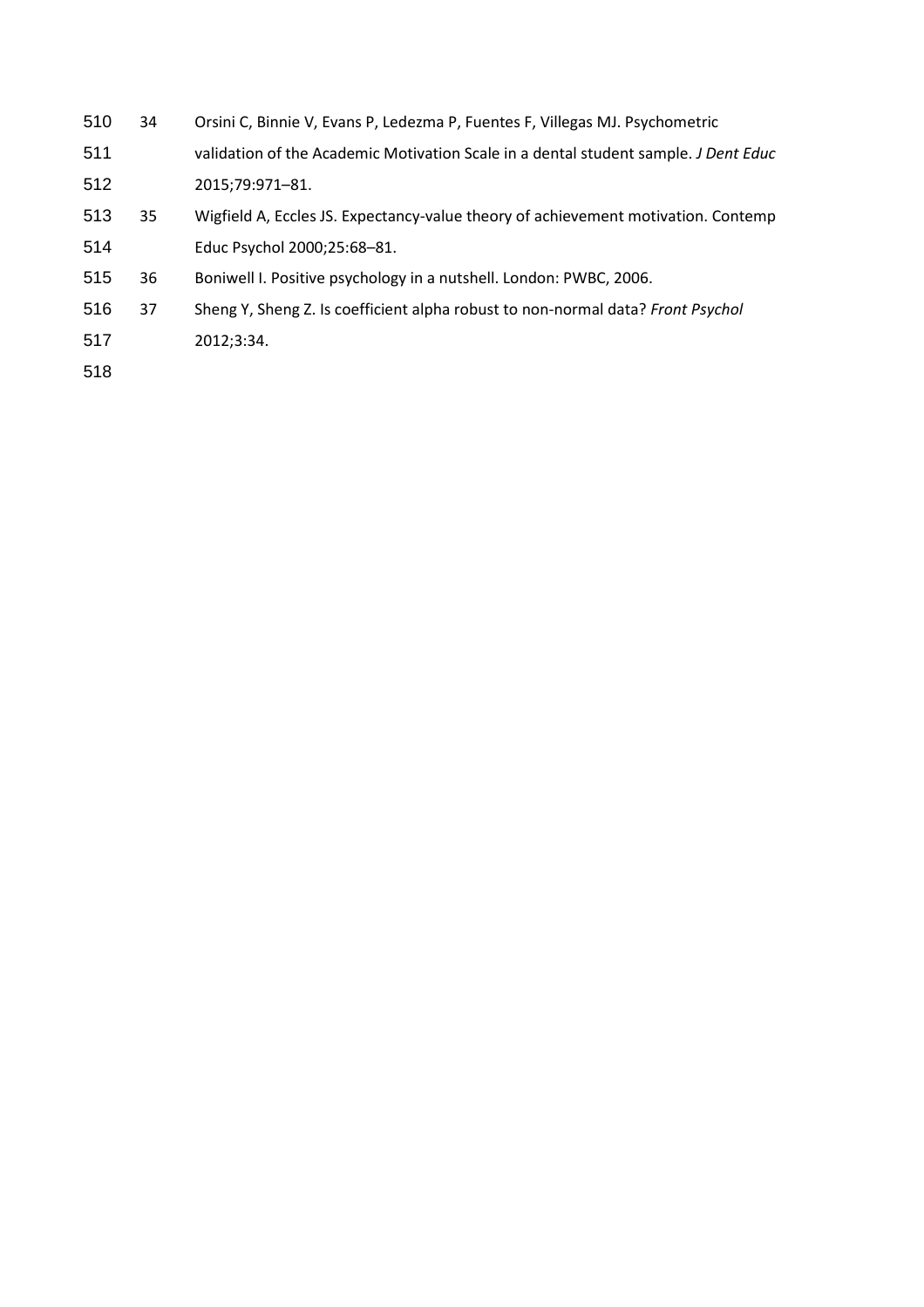34. Orsini C, Binnie V, Evans P, Ledezma P, Fuentes F, Villegas MJ. Psychometric validation of the Academic Motivation Scale in a dental student sample. *J Dent Educ* 2015;79:971–81.
35. Wigfield A, Eccles JS. Expectancy-value theory of achievement motivation. Contemp Educ Psychol 2000;25:68–81.
36. Boniwell I. Positive psychology in a nutshell. London: PWBC, 2006.
37. Sheng Y, Sheng Z. Is coefficient alpha robust to non-normal data? *Front Psychol* 2012;3:34.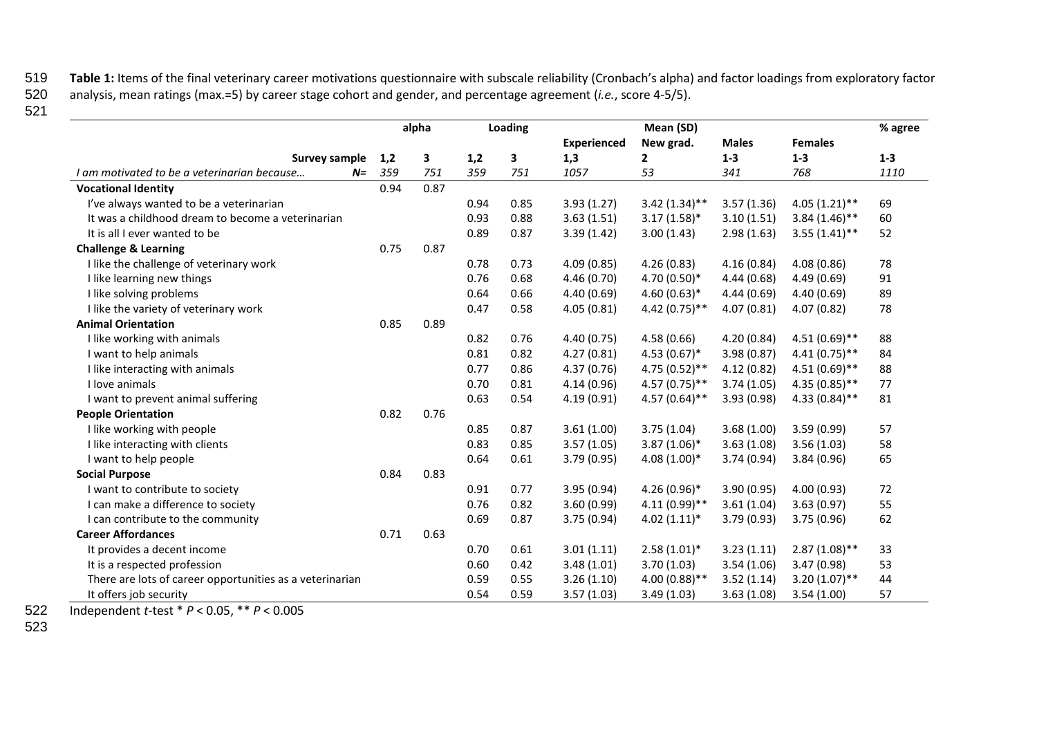**Table 1:** Items of the final veterinary career motivations questionnaire with subscale reliability (Cronbach's alpha) and factor loadings from exploratory factor analysis, mean ratings (max.=5) by career stage cohort and gender, and percentage agreement (*i.e.*, score 4-5/5).

| | alpha | | Loading | | Mean (SD) | | | | % agree |
|---|---|---|---|---|---|---|---|---|---|
| | | | | | Experienced | New grad. | Males | Females | |
| **Survey sample** | **1,2** | **3** | **1,2** | **3** | **1,3** | **2** | **1-3** | **1-3** | **1-3** |
| *I am motivated to be a veterinarian because… N=* | *359* | *751* | *359* | *751* | *1057* | *53* | *341* | *768* | *1110* |
| **Vocational Identity** | 0.94 | 0.87 | | | | | | | |
| I've always wanted to be a veterinarian | | | 0.94 | 0.85 | 3.93 (1.27) | 3.42 (1.34)** | 3.57 (1.36) | 4.05 (1.21)** | 69 |
| It was a childhood dream to become a veterinarian | | | 0.93 | 0.88 | 3.63 (1.51) | 3.17 (1.58)* | 3.10 (1.51) | 3.84 (1.46)** | 60 |
| It is all I ever wanted to be | | | 0.89 | 0.87 | 3.39 (1.42) | 3.00 (1.43) | 2.98 (1.63) | 3.55 (1.41)** | 52 |
| **Challenge & Learning** | 0.75 | 0.87 | | | | | | | |
| I like the challenge of veterinary work | | | 0.78 | 0.73 | 4.09 (0.85) | 4.26 (0.83) | 4.16 (0.84) | 4.08 (0.86) | 78 |
| I like learning new things | | | 0.76 | 0.68 | 4.46 (0.70) | 4.70 (0.50)* | 4.44 (0.68) | 4.49 (0.69) | 91 |
| I like solving problems | | | 0.64 | 0.66 | 4.40 (0.69) | 4.60 (0.63)* | 4.44 (0.69) | 4.40 (0.69) | 89 |
| I like the variety of veterinary work | | | 0.47 | 0.58 | 4.05 (0.81) | 4.42 (0.75)** | 4.07 (0.81) | 4.07 (0.82) | 78 |
| **Animal Orientation** | 0.85 | 0.89 | | | | | | | |
| I like working with animals | | | 0.82 | 0.76 | 4.40 (0.75) | 4.58 (0.66) | 4.20 (0.84) | 4.51 (0.69)** | 88 |
| I want to help animals | | | 0.81 | 0.82 | 4.27 (0.81) | 4.53 (0.67)* | 3.98 (0.87) | 4.41 (0.75)** | 84 |
| I like interacting with animals | | | 0.77 | 0.86 | 4.37 (0.76) | 4.75 (0.52)** | 4.12 (0.82) | 4.51 (0.69)** | 88 |
| I love animals | | | 0.70 | 0.81 | 4.14 (0.96) | 4.57 (0.75)** | 3.74 (1.05) | 4.35 (0.85)** | 77 |
| I want to prevent animal suffering | | | 0.63 | 0.54 | 4.19 (0.91) | 4.57 (0.64)** | 3.93 (0.98) | 4.33 (0.84)** | 81 |
| **People Orientation** | 0.82 | 0.76 | | | | | | | |
| I like working with people | | | 0.85 | 0.87 | 3.61 (1.00) | 3.75 (1.04) | 3.68 (1.00) | 3.59 (0.99) | 57 |
| I like interacting with clients | | | 0.83 | 0.85 | 3.57 (1.05) | 3.87 (1.06)* | 3.63 (1.08) | 3.56 (1.03) | 58 |
| I want to help people | | | 0.64 | 0.61 | 3.79 (0.95) | 4.08 (1.00)* | 3.74 (0.94) | 3.84 (0.96) | 65 |
| **Social Purpose** | 0.84 | 0.83 | | | | | | | |
| I want to contribute to society | | | 0.91 | 0.77 | 3.95 (0.94) | 4.26 (0.96)* | 3.90 (0.95) | 4.00 (0.93) | 72 |
| I can make a difference to society | | | 0.76 | 0.82 | 3.60 (0.99) | 4.11 (0.99)** | 3.61 (1.04) | 3.63 (0.97) | 55 |
| I can contribute to the community | | | 0.69 | 0.87 | 3.75 (0.94) | 4.02 (1.11)* | 3.79 (0.93) | 3.75 (0.96) | 62 |
| **Career Affordances** | 0.71 | 0.63 | | | | | | | |
| It provides a decent income | | | 0.70 | 0.61 | 3.01 (1.11) | 2.58 (1.01)* | 3.23 (1.11) | 2.87 (1.08)** | 33 |
| It is a respected profession | | | 0.60 | 0.42 | 3.48 (1.01) | 3.70 (1.03) | 3.54 (1.06) | 3.47 (0.98) | 53 |
| There are lots of career opportunities as a veterinarian | | | 0.59 | 0.55 | 3.26 (1.10) | 4.00 (0.88)** | 3.52 (1.14) | 3.20 (1.07)** | 44 |
| It offers job security | | | 0.54 | 0.59 | 3.57 (1.03) | 3.49 (1.03) | 3.63 (1.08) | 3.54 (1.00) | 57 |

Independent *t*-test * $P < 0.05$, ** $P < 0.005$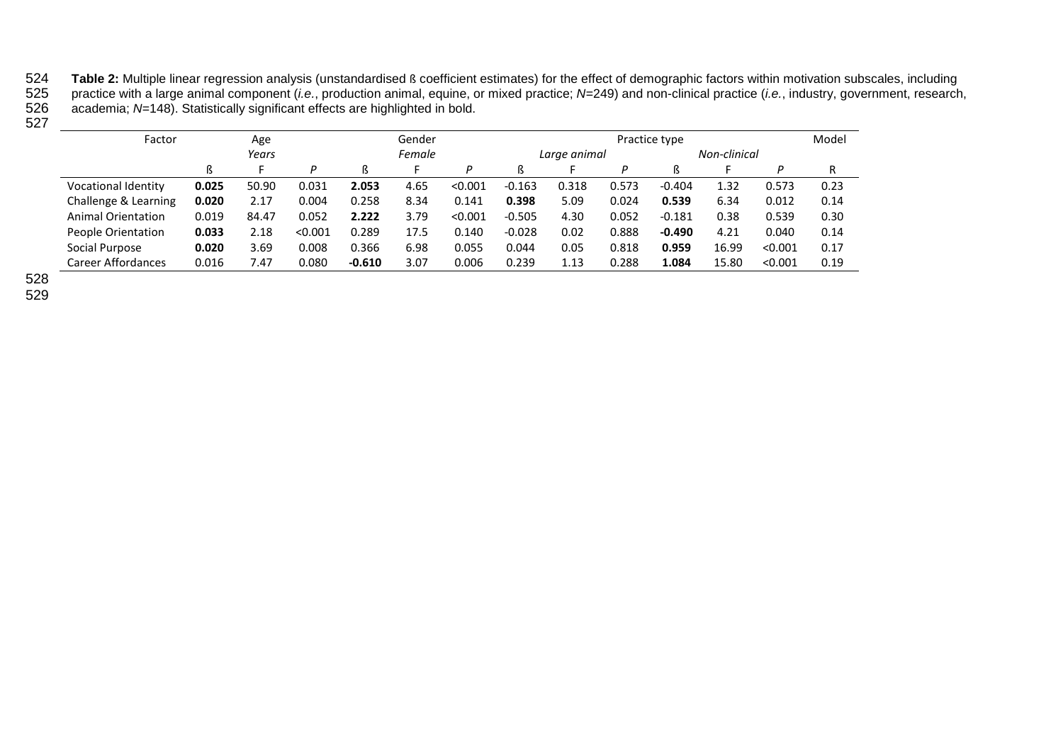**Table 2:** Multiple linear regression analysis (unstandardised ß coefficient estimates) for the effect of demographic factors within motivation subscales, including practice with a large animal component (*i.e.*, production animal, equine, or mixed practice; *N*=249) and non-clinical practice (*i.e.*, industry, government, research, academia; *N*=148). Statistically significant effects are highlighted in bold.

| Factor | Age | | | Gender | | | Practice type | | | | | | Model |
|---|---|---|---|---|---|---|---|---|---|---|---|---|---|
| | *Years* | | | *Female* | | | *Large animal* | | | *Non-clinical* | | | |
| | ß | F | *P* | ß | F | *P* | ß | F | *P* | ß | F | *P* | R |
| Vocational Identity | **0.025** | 50.90 | 0.031 | **2.053** | 4.65 | <0.001 | -0.163 | 0.318 | 0.573 | -0.404 | 1.32 | 0.573 | 0.23 |
| Challenge & Learning | **0.020** | 2.17 | 0.004 | 0.258 | 8.34 | 0.141 | **0.398** | 5.09 | 0.024 | **0.539** | 6.34 | 0.012 | 0.14 |
| Animal Orientation | 0.019 | 84.47 | 0.052 | **2.222** | 3.79 | <0.001 | -0.505 | 4.30 | 0.052 | -0.181 | 0.38 | 0.539 | 0.30 |
| People Orientation | **0.033** | 2.18 | <0.001 | 0.289 | 17.5 | 0.140 | -0.028 | 0.02 | 0.888 | **-0.490** | 4.21 | 0.040 | 0.14 |
| Social Purpose | **0.020** | 3.69 | 0.008 | 0.366 | 6.98 | 0.055 | 0.044 | 0.05 | 0.818 | **0.959** | 16.99 | <0.001 | 0.17 |
| Career Affordances | 0.016 | 7.47 | 0.080 | **-0.610** | 3.07 | 0.006 | 0.239 | 1.13 | 0.288 | **1.084** | 15.80 | <0.001 | 0.19 |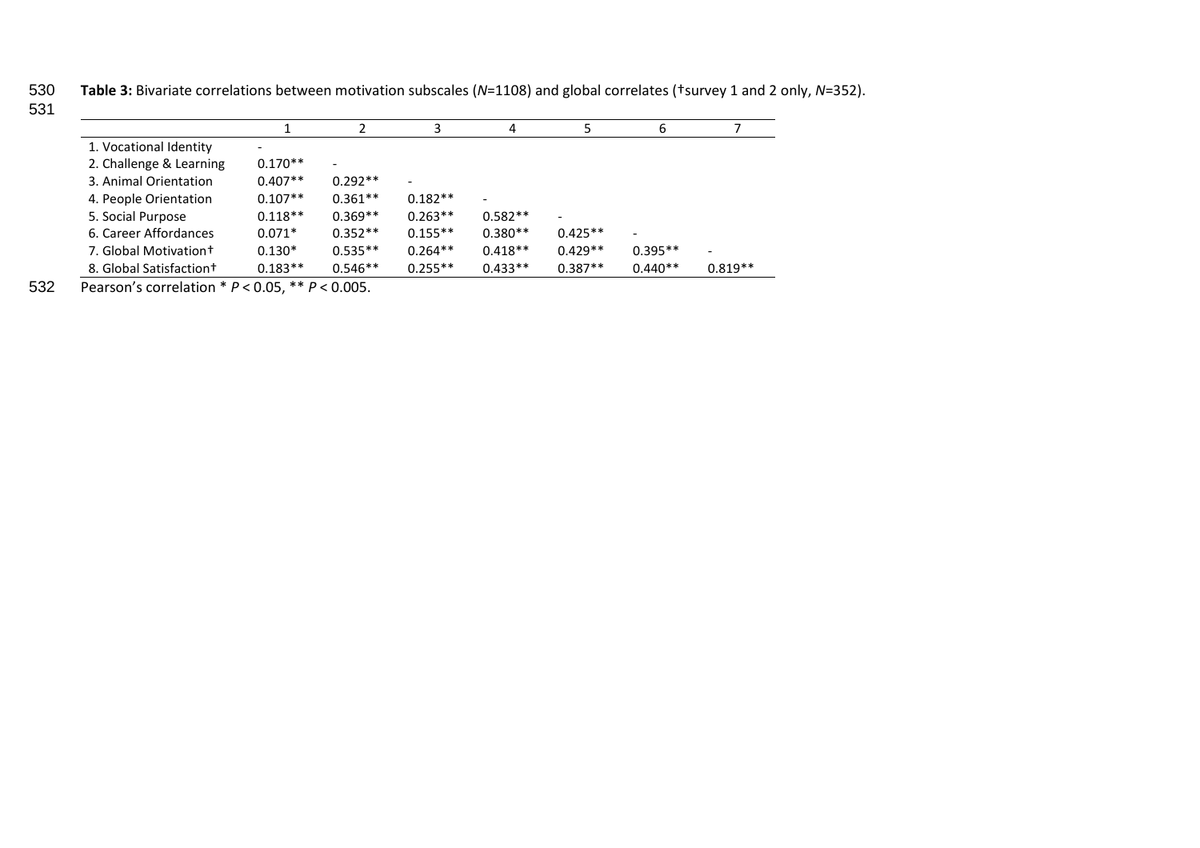**Table 3:** Bivariate correlations between motivation subscales ($N$=1108) and global correlates (†survey 1 and 2 only, $N$=352).

| | 1 | 2 | 3 | 4 | 5 | 6 | 7 |
|---|---|---|---|---|---|---|---|
| 1. Vocational Identity | - | | | | | | |
| 2. Challenge & Learning | 0.170** | - | | | | | |
| 3. Animal Orientation | 0.407** | 0.292** | - | | | | |
| 4. People Orientation | 0.107** | 0.361** | 0.182** | - | | | |
| 5. Social Purpose | 0.118** | 0.369** | 0.263** | 0.582** | - | | |
| 6. Career Affordances | 0.071* | 0.352** | 0.155** | 0.380** | 0.425** | - | |
| 7. Global Motivation† | 0.130* | 0.535** | 0.264** | 0.418** | 0.429** | 0.395** | - |
| 8. Global Satisfaction† | 0.183** | 0.546** | 0.255** | 0.433** | 0.387** | 0.440** | 0.819** |

Pearson's correlation * $P < 0.05$, ** $P < 0.005$.